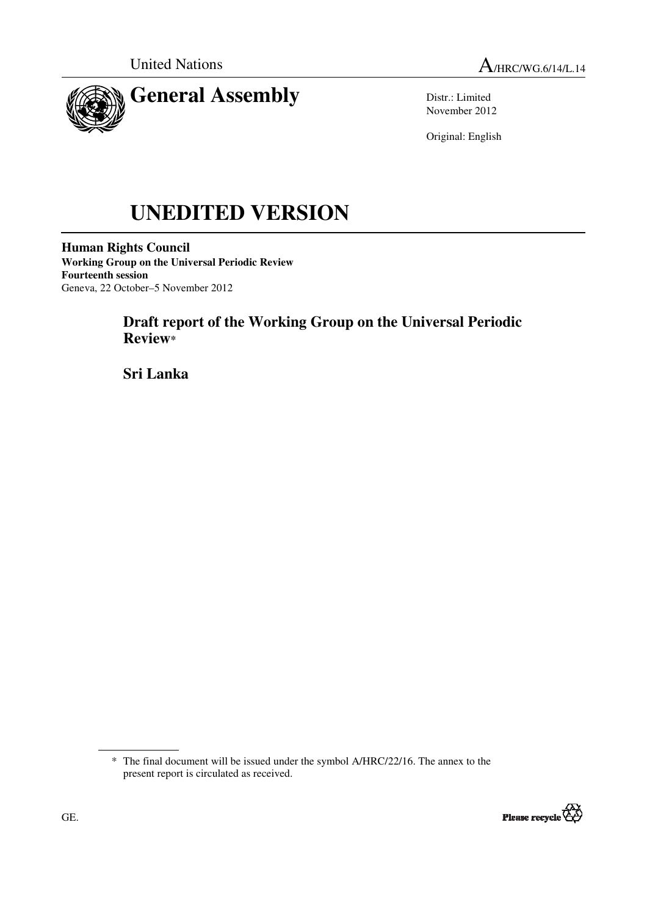United Nations

A/HRC/WG.6/14/L.14

# General Assembly

Distr.: Limited
November 2012

Original: English

# UNEDITED VERSION

**Human Rights Council**
**Working Group on the Universal Periodic Review**
**Fourteenth session**
Geneva, 22 October–5 November 2012

## Draft report of the Working Group on the Universal Periodic Review*

## Sri Lanka

---

\* The final document will be issued under the symbol A/HRC/22/16. The annex to the present report is circulated as received.

GE.

Please recycle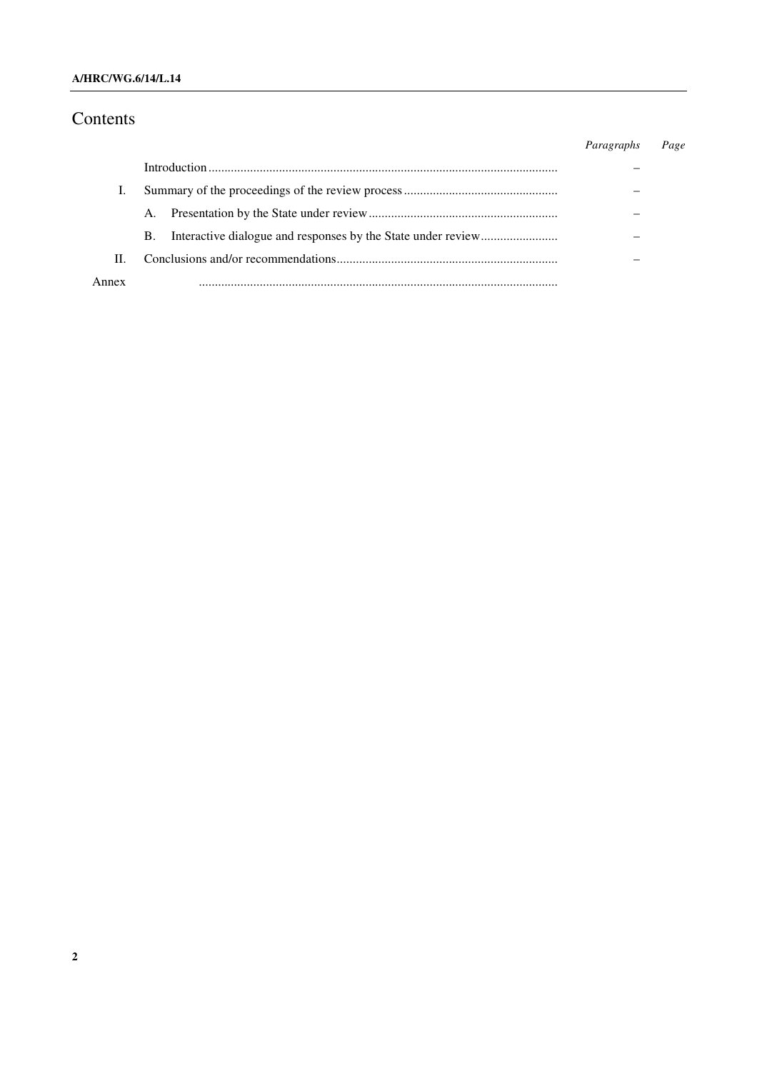# Contents

| | | *Paragraphs* | *Page* |
|---|---|---|---|
| | Introduction | – | |
| I. | Summary of the proceedings of the review process | – | |
| | A. Presentation by the State under review | – | |
| | B. Interactive dialogue and responses by the State under review | – | |
| II. | Conclusions and/or recommendations | – | |
| Annex | | | |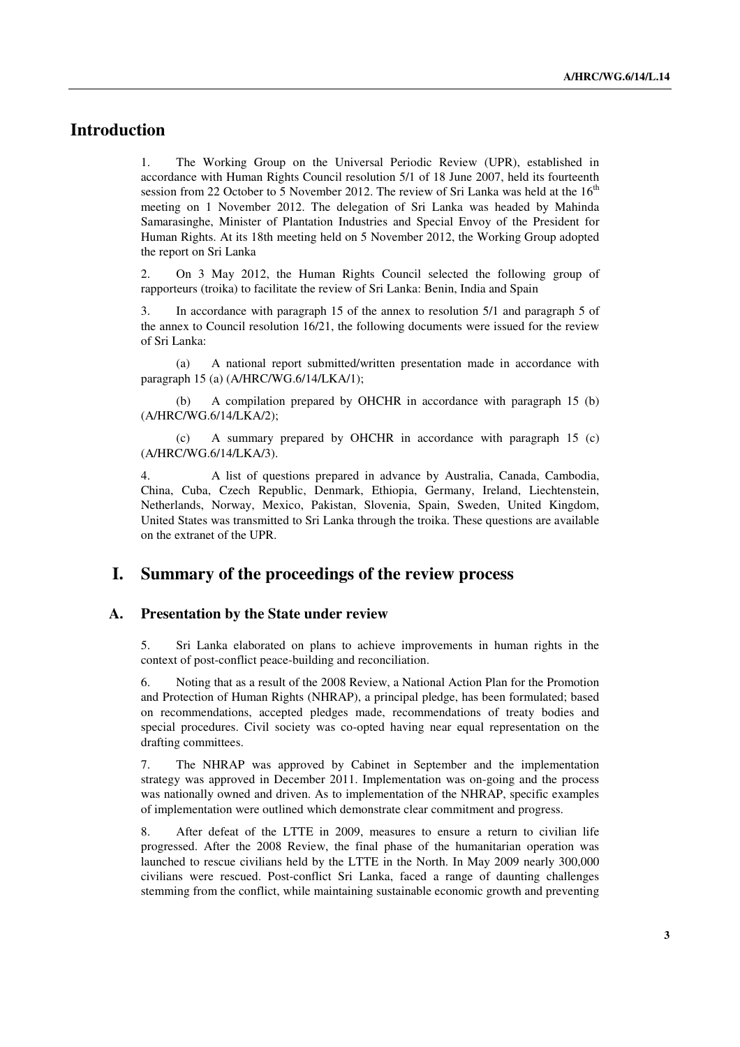# Introduction

1. The Working Group on the Universal Periodic Review (UPR), established in accordance with Human Rights Council resolution 5/1 of 18 June 2007, held its fourteenth session from 22 October to 5 November 2012. The review of Sri Lanka was held at the 16th meeting on 1 November 2012. The delegation of Sri Lanka was headed by Mahinda Samarasinghe, Minister of Plantation Industries and Special Envoy of the President for Human Rights. At its 18th meeting held on 5 November 2012, the Working Group adopted the report on Sri Lanka

2. On 3 May 2012, the Human Rights Council selected the following group of rapporteurs (troika) to facilitate the review of Sri Lanka: Benin, India and Spain

3. In accordance with paragraph 15 of the annex to resolution 5/1 and paragraph 5 of the annex to Council resolution 16/21, the following documents were issued for the review of Sri Lanka:

(a) A national report submitted/written presentation made in accordance with paragraph 15 (a) (A/HRC/WG.6/14/LKA/1);

(b) A compilation prepared by OHCHR in accordance with paragraph 15 (b) (A/HRC/WG.6/14/LKA/2);

(c) A summary prepared by OHCHR in accordance with paragraph 15 (c) (A/HRC/WG.6/14/LKA/3).

4. A list of questions prepared in advance by Australia, Canada, Cambodia, China, Cuba, Czech Republic, Denmark, Ethiopia, Germany, Ireland, Liechtenstein, Netherlands, Norway, Mexico, Pakistan, Slovenia, Spain, Sweden, United Kingdom, United States was transmitted to Sri Lanka through the troika. These questions are available on the extranet of the UPR.

# I. Summary of the proceedings of the review process

## A. Presentation by the State under review

5. Sri Lanka elaborated on plans to achieve improvements in human rights in the context of post-conflict peace-building and reconciliation.

6. Noting that as a result of the 2008 Review, a National Action Plan for the Promotion and Protection of Human Rights (NHRAP), a principal pledge, has been formulated; based on recommendations, accepted pledges made, recommendations of treaty bodies and special procedures. Civil society was co-opted having near equal representation on the drafting committees.

7. The NHRAP was approved by Cabinet in September and the implementation strategy was approved in December 2011. Implementation was on-going and the process was nationally owned and driven. As to implementation of the NHRAP, specific examples of implementation were outlined which demonstrate clear commitment and progress.

8. After defeat of the LTTE in 2009, measures to ensure a return to civilian life progressed. After the 2008 Review, the final phase of the humanitarian operation was launched to rescue civilians held by the LTTE in the North. In May 2009 nearly 300,000 civilians were rescued. Post-conflict Sri Lanka, faced a range of daunting challenges stemming from the conflict, while maintaining sustainable economic growth and preventing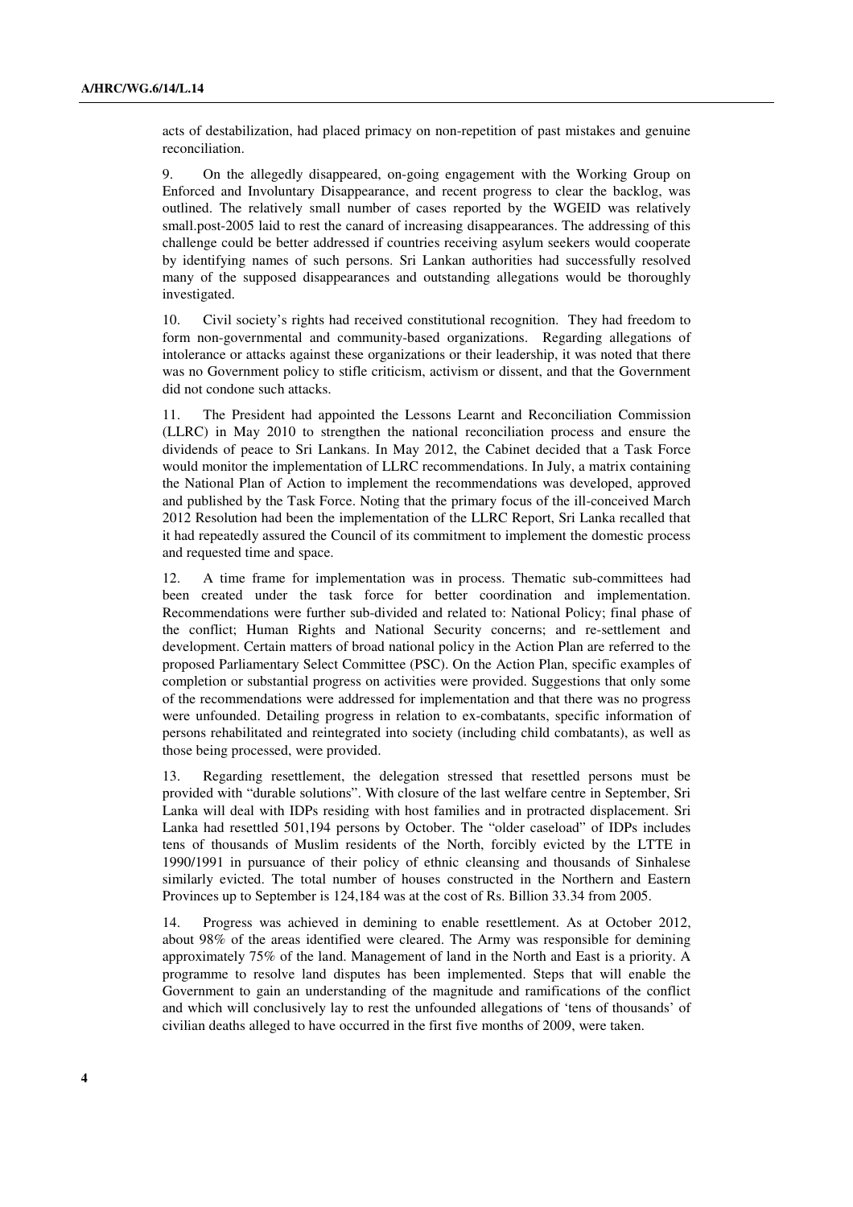acts of destabilization, had placed primacy on non-repetition of past mistakes and genuine reconciliation.

9. On the allegedly disappeared, on-going engagement with the Working Group on Enforced and Involuntary Disappearance, and recent progress to clear the backlog, was outlined. The relatively small number of cases reported by the WGEID was relatively small.post-2005 laid to rest the canard of increasing disappearances. The addressing of this challenge could be better addressed if countries receiving asylum seekers would cooperate by identifying names of such persons. Sri Lankan authorities had successfully resolved many of the supposed disappearances and outstanding allegations would be thoroughly investigated.

10. Civil society's rights had received constitutional recognition. They had freedom to form non-governmental and community-based organizations. Regarding allegations of intolerance or attacks against these organizations or their leadership, it was noted that there was no Government policy to stifle criticism, activism or dissent, and that the Government did not condone such attacks.

11. The President had appointed the Lessons Learnt and Reconciliation Commission (LLRC) in May 2010 to strengthen the national reconciliation process and ensure the dividends of peace to Sri Lankans. In May 2012, the Cabinet decided that a Task Force would monitor the implementation of LLRC recommendations. In July, a matrix containing the National Plan of Action to implement the recommendations was developed, approved and published by the Task Force. Noting that the primary focus of the ill-conceived March 2012 Resolution had been the implementation of the LLRC Report, Sri Lanka recalled that it had repeatedly assured the Council of its commitment to implement the domestic process and requested time and space.

12. A time frame for implementation was in process. Thematic sub-committees had been created under the task force for better coordination and implementation. Recommendations were further sub-divided and related to: National Policy; final phase of the conflict; Human Rights and National Security concerns; and re-settlement and development. Certain matters of broad national policy in the Action Plan are referred to the proposed Parliamentary Select Committee (PSC). On the Action Plan, specific examples of completion or substantial progress on activities were provided. Suggestions that only some of the recommendations were addressed for implementation and that there was no progress were unfounded. Detailing progress in relation to ex-combatants, specific information of persons rehabilitated and reintegrated into society (including child combatants), as well as those being processed, were provided.

13. Regarding resettlement, the delegation stressed that resettled persons must be provided with "durable solutions". With closure of the last welfare centre in September, Sri Lanka will deal with IDPs residing with host families and in protracted displacement. Sri Lanka had resettled 501,194 persons by October. The "older caseload" of IDPs includes tens of thousands of Muslim residents of the North, forcibly evicted by the LTTE in 1990/1991 in pursuance of their policy of ethnic cleansing and thousands of Sinhalese similarly evicted. The total number of houses constructed in the Northern and Eastern Provinces up to September is 124,184 was at the cost of Rs. Billion 33.34 from 2005.

14. Progress was achieved in demining to enable resettlement. As at October 2012, about 98% of the areas identified were cleared. The Army was responsible for demining approximately 75% of the land. Management of land in the North and East is a priority. A programme to resolve land disputes has been implemented. Steps that will enable the Government to gain an understanding of the magnitude and ramifications of the conflict and which will conclusively lay to rest the unfounded allegations of 'tens of thousands' of civilian deaths alleged to have occurred in the first five months of 2009, were taken.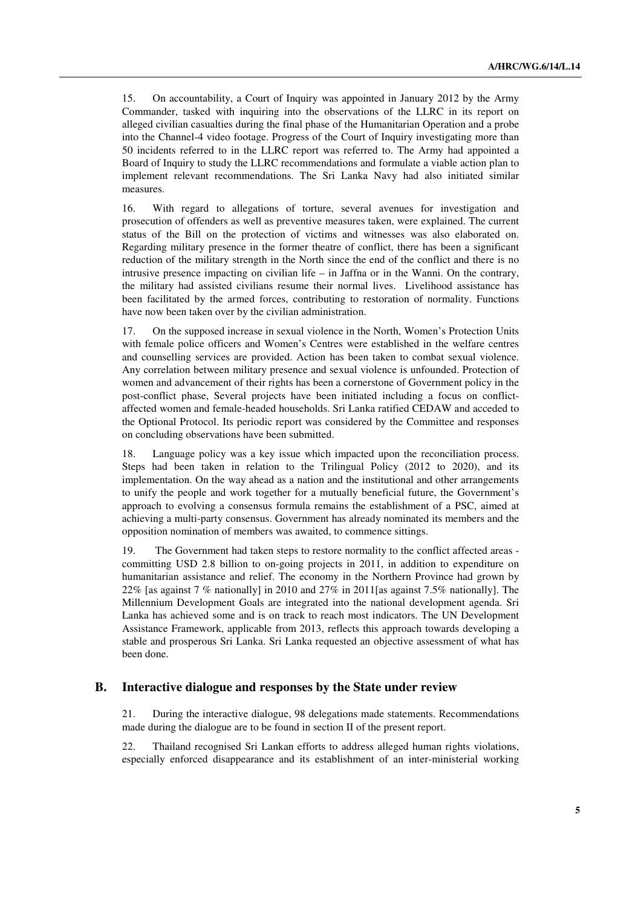15. On accountability, a Court of Inquiry was appointed in January 2012 by the Army Commander, tasked with inquiring into the observations of the LLRC in its report on alleged civilian casualties during the final phase of the Humanitarian Operation and a probe into the Channel-4 video footage. Progress of the Court of Inquiry investigating more than 50 incidents referred to in the LLRC report was referred to. The Army had appointed a Board of Inquiry to study the LLRC recommendations and formulate a viable action plan to implement relevant recommendations. The Sri Lanka Navy had also initiated similar measures.

16. With regard to allegations of torture, several avenues for investigation and prosecution of offenders as well as preventive measures taken, were explained. The current status of the Bill on the protection of victims and witnesses was also elaborated on. Regarding military presence in the former theatre of conflict, there has been a significant reduction of the military strength in the North since the end of the conflict and there is no intrusive presence impacting on civilian life – in Jaffna or in the Wanni. On the contrary, the military had assisted civilians resume their normal lives. Livelihood assistance has been facilitated by the armed forces, contributing to restoration of normality. Functions have now been taken over by the civilian administration.

17. On the supposed increase in sexual violence in the North, Women's Protection Units with female police officers and Women's Centres were established in the welfare centres and counselling services are provided. Action has been taken to combat sexual violence. Any correlation between military presence and sexual violence is unfounded. Protection of women and advancement of their rights has been a cornerstone of Government policy in the post-conflict phase, Several projects have been initiated including a focus on conflict-affected women and female-headed households. Sri Lanka ratified CEDAW and acceded to the Optional Protocol. Its periodic report was considered by the Committee and responses on concluding observations have been submitted.

18. Language policy was a key issue which impacted upon the reconciliation process. Steps had been taken in relation to the Trilingual Policy (2012 to 2020), and its implementation. On the way ahead as a nation and the institutional and other arrangements to unify the people and work together for a mutually beneficial future, the Government's approach to evolving a consensus formula remains the establishment of a PSC, aimed at achieving a multi-party consensus. Government has already nominated its members and the opposition nomination of members was awaited, to commence sittings.

19. The Government had taken steps to restore normality to the conflict affected areas - committing USD 2.8 billion to on-going projects in 2011, in addition to expenditure on humanitarian assistance and relief. The economy in the Northern Province had grown by 22% [as against 7 % nationally] in 2010 and 27% in 2011[as against 7.5% nationally]. The Millennium Development Goals are integrated into the national development agenda. Sri Lanka has achieved some and is on track to reach most indicators. The UN Development Assistance Framework, applicable from 2013, reflects this approach towards developing a stable and prosperous Sri Lanka. Sri Lanka requested an objective assessment of what has been done.

## B. Interactive dialogue and responses by the State under review

21. During the interactive dialogue, 98 delegations made statements. Recommendations made during the dialogue are to be found in section II of the present report.

22. Thailand recognised Sri Lankan efforts to address alleged human rights violations, especially enforced disappearance and its establishment of an inter-ministerial working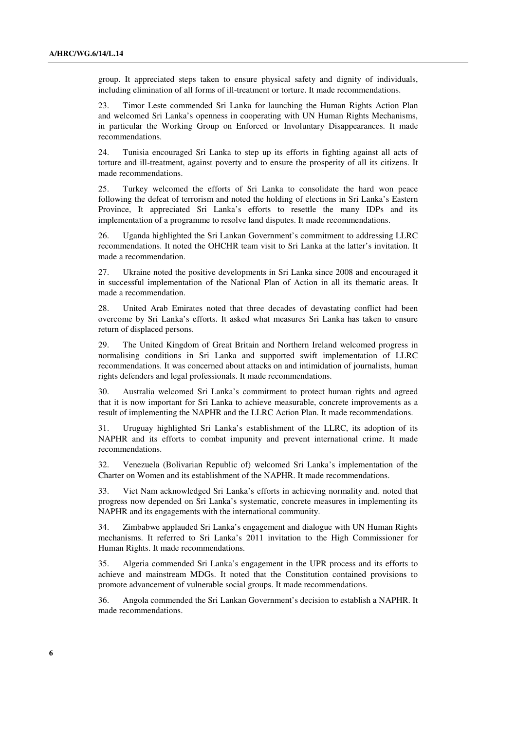group. It appreciated steps taken to ensure physical safety and dignity of individuals, including elimination of all forms of ill-treatment or torture. It made recommendations.

23. Timor Leste commended Sri Lanka for launching the Human Rights Action Plan and welcomed Sri Lanka's openness in cooperating with UN Human Rights Mechanisms, in particular the Working Group on Enforced or Involuntary Disappearances. It made recommendations.

24. Tunisia encouraged Sri Lanka to step up its efforts in fighting against all acts of torture and ill-treatment, against poverty and to ensure the prosperity of all its citizens. It made recommendations.

25. Turkey welcomed the efforts of Sri Lanka to consolidate the hard won peace following the defeat of terrorism and noted the holding of elections in Sri Lanka's Eastern Province, It appreciated Sri Lanka's efforts to resettle the many IDPs and its implementation of a programme to resolve land disputes. It made recommendations.

26. Uganda highlighted the Sri Lankan Government's commitment to addressing LLRC recommendations. It noted the OHCHR team visit to Sri Lanka at the latter's invitation. It made a recommendation.

27. Ukraine noted the positive developments in Sri Lanka since 2008 and encouraged it in successful implementation of the National Plan of Action in all its thematic areas. It made a recommendation.

28. United Arab Emirates noted that three decades of devastating conflict had been overcome by Sri Lanka's efforts. It asked what measures Sri Lanka has taken to ensure return of displaced persons.

29. The United Kingdom of Great Britain and Northern Ireland welcomed progress in normalising conditions in Sri Lanka and supported swift implementation of LLRC recommendations. It was concerned about attacks on and intimidation of journalists, human rights defenders and legal professionals. It made recommendations.

30. Australia welcomed Sri Lanka's commitment to protect human rights and agreed that it is now important for Sri Lanka to achieve measurable, concrete improvements as a result of implementing the NAPHR and the LLRC Action Plan. It made recommendations.

31. Uruguay highlighted Sri Lanka's establishment of the LLRC, its adoption of its NAPHR and its efforts to combat impunity and prevent international crime. It made recommendations.

32. Venezuela (Bolivarian Republic of) welcomed Sri Lanka's implementation of the Charter on Women and its establishment of the NAPHR. It made recommendations.

33. Viet Nam acknowledged Sri Lanka's efforts in achieving normality and. noted that progress now depended on Sri Lanka's systematic, concrete measures in implementing its NAPHR and its engagements with the international community.

34. Zimbabwe applauded Sri Lanka's engagement and dialogue with UN Human Rights mechanisms. It referred to Sri Lanka's 2011 invitation to the High Commissioner for Human Rights. It made recommendations.

35. Algeria commended Sri Lanka's engagement in the UPR process and its efforts to achieve and mainstream MDGs. It noted that the Constitution contained provisions to promote advancement of vulnerable social groups. It made recommendations.

36. Angola commended the Sri Lankan Government's decision to establish a NAPHR. It made recommendations.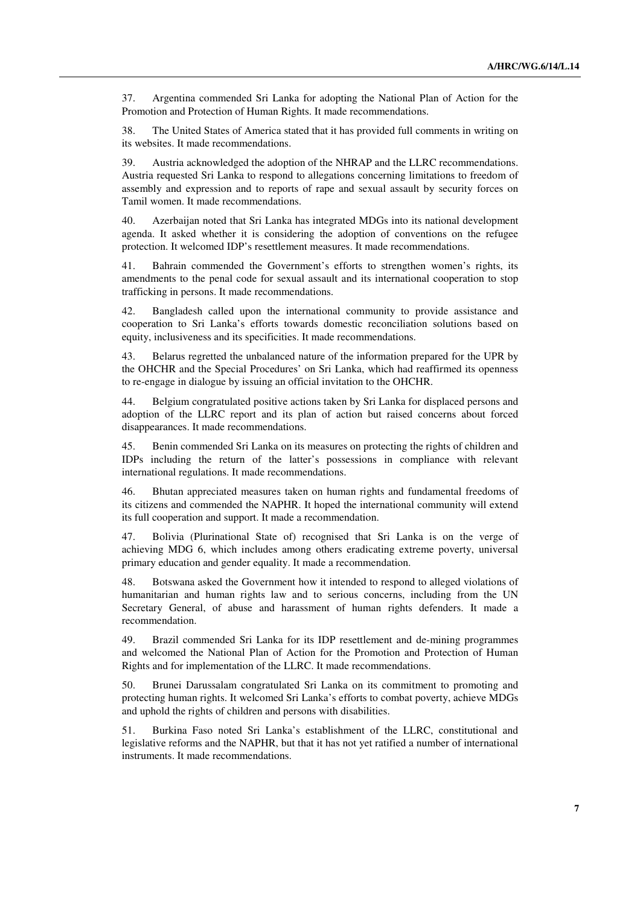37. Argentina commended Sri Lanka for adopting the National Plan of Action for the Promotion and Protection of Human Rights. It made recommendations.

38. The United States of America stated that it has provided full comments in writing on its websites. It made recommendations.

39. Austria acknowledged the adoption of the NHRAP and the LLRC recommendations. Austria requested Sri Lanka to respond to allegations concerning limitations to freedom of assembly and expression and to reports of rape and sexual assault by security forces on Tamil women. It made recommendations.

40. Azerbaijan noted that Sri Lanka has integrated MDGs into its national development agenda. It asked whether it is considering the adoption of conventions on the refugee protection. It welcomed IDP's resettlement measures. It made recommendations.

41. Bahrain commended the Government's efforts to strengthen women's rights, its amendments to the penal code for sexual assault and its international cooperation to stop trafficking in persons. It made recommendations.

42. Bangladesh called upon the international community to provide assistance and cooperation to Sri Lanka's efforts towards domestic reconciliation solutions based on equity, inclusiveness and its specificities. It made recommendations.

43. Belarus regretted the unbalanced nature of the information prepared for the UPR by the OHCHR and the Special Procedures' on Sri Lanka, which had reaffirmed its openness to re-engage in dialogue by issuing an official invitation to the OHCHR.

44. Belgium congratulated positive actions taken by Sri Lanka for displaced persons and adoption of the LLRC report and its plan of action but raised concerns about forced disappearances. It made recommendations.

45. Benin commended Sri Lanka on its measures on protecting the rights of children and IDPs including the return of the latter's possessions in compliance with relevant international regulations. It made recommendations.

46. Bhutan appreciated measures taken on human rights and fundamental freedoms of its citizens and commended the NAPHR. It hoped the international community will extend its full cooperation and support. It made a recommendation.

47. Bolivia (Plurinational State of) recognised that Sri Lanka is on the verge of achieving MDG 6, which includes among others eradicating extreme poverty, universal primary education and gender equality. It made a recommendation.

48. Botswana asked the Government how it intended to respond to alleged violations of humanitarian and human rights law and to serious concerns, including from the UN Secretary General, of abuse and harassment of human rights defenders. It made a recommendation.

49. Brazil commended Sri Lanka for its IDP resettlement and de-mining programmes and welcomed the National Plan of Action for the Promotion and Protection of Human Rights and for implementation of the LLRC. It made recommendations.

50. Brunei Darussalam congratulated Sri Lanka on its commitment to promoting and protecting human rights. It welcomed Sri Lanka's efforts to combat poverty, achieve MDGs and uphold the rights of children and persons with disabilities.

51. Burkina Faso noted Sri Lanka's establishment of the LLRC, constitutional and legislative reforms and the NAPHR, but that it has not yet ratified a number of international instruments. It made recommendations.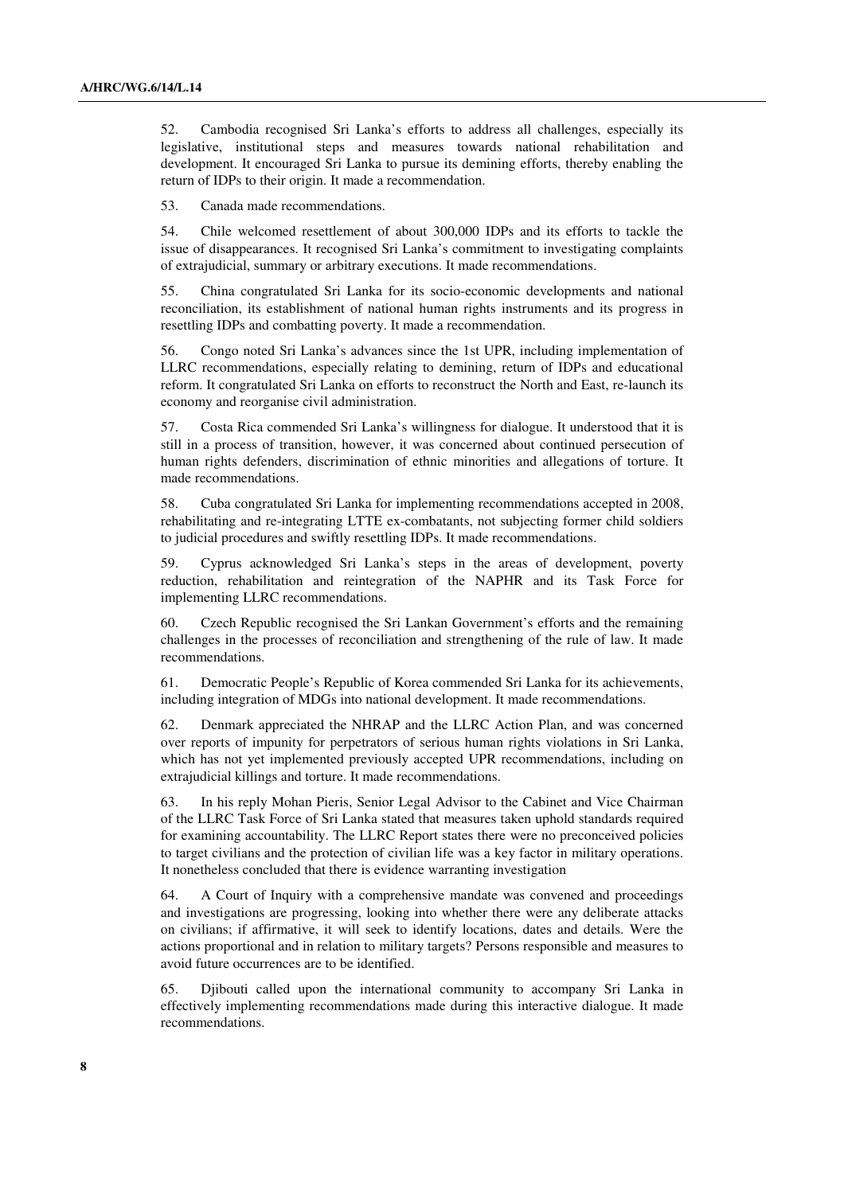52. Cambodia recognised Sri Lanka's efforts to address all challenges, especially its legislative, institutional steps and measures towards national rehabilitation and development. It encouraged Sri Lanka to pursue its demining efforts, thereby enabling the return of IDPs to their origin. It made a recommendation.

53. Canada made recommendations.

54. Chile welcomed resettlement of about 300,000 IDPs and its efforts to tackle the issue of disappearances. It recognised Sri Lanka's commitment to investigating complaints of extrajudicial, summary or arbitrary executions. It made recommendations.

55. China congratulated Sri Lanka for its socio-economic developments and national reconciliation, its establishment of national human rights instruments and its progress in resettling IDPs and combatting poverty. It made a recommendation.

56. Congo noted Sri Lanka's advances since the 1st UPR, including implementation of LLRC recommendations, especially relating to demining, return of IDPs and educational reform. It congratulated Sri Lanka on efforts to reconstruct the North and East, re-launch its economy and reorganise civil administration.

57. Costa Rica commended Sri Lanka's willingness for dialogue. It understood that it is still in a process of transition, however, it was concerned about continued persecution of human rights defenders, discrimination of ethnic minorities and allegations of torture. It made recommendations.

58. Cuba congratulated Sri Lanka for implementing recommendations accepted in 2008, rehabilitating and re-integrating LTTE ex-combatants, not subjecting former child soldiers to judicial procedures and swiftly resettling IDPs. It made recommendations.

59. Cyprus acknowledged Sri Lanka's steps in the areas of development, poverty reduction, rehabilitation and reintegration of the NAPHR and its Task Force for implementing LLRC recommendations.

60. Czech Republic recognised the Sri Lankan Government's efforts and the remaining challenges in the processes of reconciliation and strengthening of the rule of law. It made recommendations.

61. Democratic People's Republic of Korea commended Sri Lanka for its achievements, including integration of MDGs into national development. It made recommendations.

62. Denmark appreciated the NHRAP and the LLRC Action Plan, and was concerned over reports of impunity for perpetrators of serious human rights violations in Sri Lanka, which has not yet implemented previously accepted UPR recommendations, including on extrajudicial killings and torture. It made recommendations.

63. In his reply Mohan Pieris, Senior Legal Advisor to the Cabinet and Vice Chairman of the LLRC Task Force of Sri Lanka stated that measures taken uphold standards required for examining accountability. The LLRC Report states there were no preconceived policies to target civilians and the protection of civilian life was a key factor in military operations. It nonetheless concluded that there is evidence warranting investigation

64. A Court of Inquiry with a comprehensive mandate was convened and proceedings and investigations are progressing, looking into whether there were any deliberate attacks on civilians; if affirmative, it will seek to identify locations, dates and details. Were the actions proportional and in relation to military targets? Persons responsible and measures to avoid future occurrences are to be identified.

65. Djibouti called upon the international community to accompany Sri Lanka in effectively implementing recommendations made during this interactive dialogue. It made recommendations.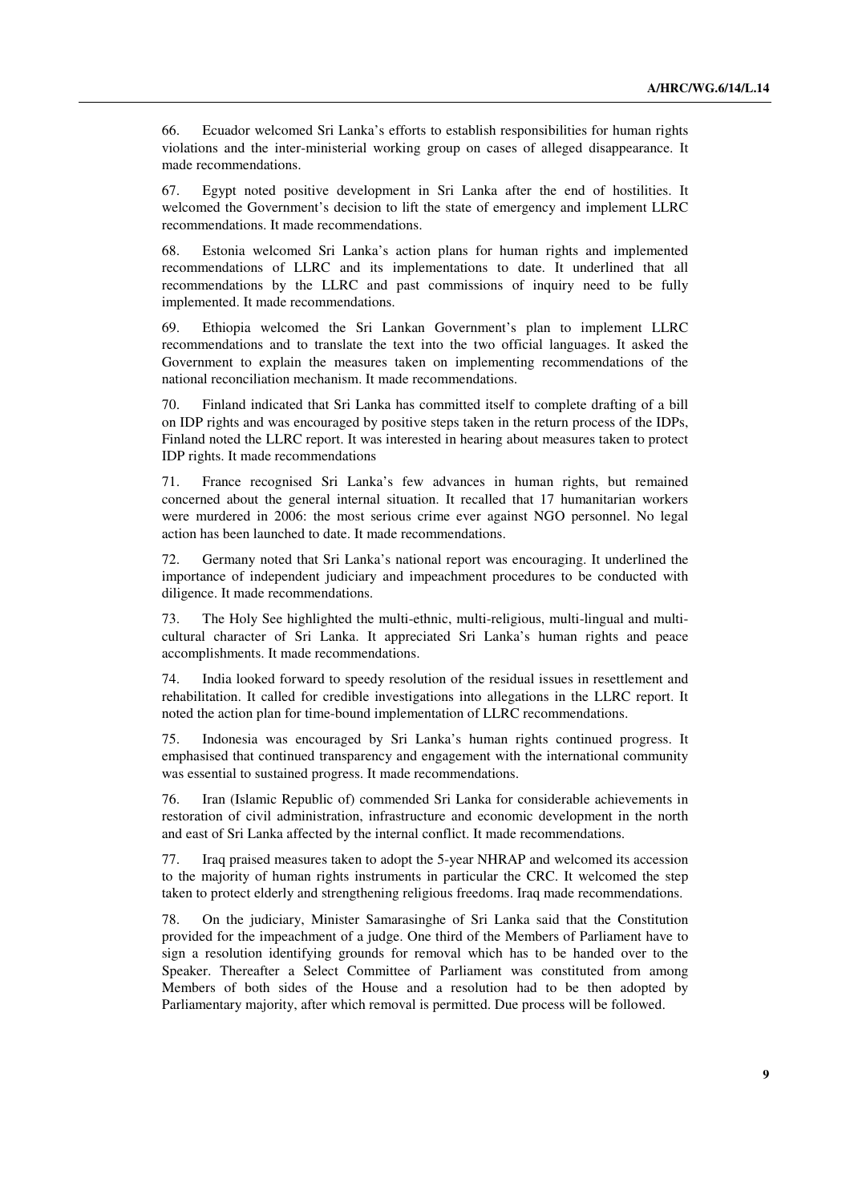66. Ecuador welcomed Sri Lanka's efforts to establish responsibilities for human rights violations and the inter-ministerial working group on cases of alleged disappearance. It made recommendations.

67. Egypt noted positive development in Sri Lanka after the end of hostilities. It welcomed the Government's decision to lift the state of emergency and implement LLRC recommendations. It made recommendations.

68. Estonia welcomed Sri Lanka's action plans for human rights and implemented recommendations of LLRC and its implementations to date. It underlined that all recommendations by the LLRC and past commissions of inquiry need to be fully implemented. It made recommendations.

69. Ethiopia welcomed the Sri Lankan Government's plan to implement LLRC recommendations and to translate the text into the two official languages. It asked the Government to explain the measures taken on implementing recommendations of the national reconciliation mechanism. It made recommendations.

70. Finland indicated that Sri Lanka has committed itself to complete drafting of a bill on IDP rights and was encouraged by positive steps taken in the return process of the IDPs, Finland noted the LLRC report. It was interested in hearing about measures taken to protect IDP rights. It made recommendations

71. France recognised Sri Lanka's few advances in human rights, but remained concerned about the general internal situation. It recalled that 17 humanitarian workers were murdered in 2006: the most serious crime ever against NGO personnel. No legal action has been launched to date. It made recommendations.

72. Germany noted that Sri Lanka's national report was encouraging. It underlined the importance of independent judiciary and impeachment procedures to be conducted with diligence. It made recommendations.

73. The Holy See highlighted the multi-ethnic, multi-religious, multi-lingual and multi-cultural character of Sri Lanka. It appreciated Sri Lanka's human rights and peace accomplishments. It made recommendations.

74. India looked forward to speedy resolution of the residual issues in resettlement and rehabilitation. It called for credible investigations into allegations in the LLRC report. It noted the action plan for time-bound implementation of LLRC recommendations.

75. Indonesia was encouraged by Sri Lanka's human rights continued progress. It emphasised that continued transparency and engagement with the international community was essential to sustained progress. It made recommendations.

76. Iran (Islamic Republic of) commended Sri Lanka for considerable achievements in restoration of civil administration, infrastructure and economic development in the north and east of Sri Lanka affected by the internal conflict. It made recommendations.

77. Iraq praised measures taken to adopt the 5-year NHRAP and welcomed its accession to the majority of human rights instruments in particular the CRC. It welcomed the step taken to protect elderly and strengthening religious freedoms. Iraq made recommendations.

78. On the judiciary, Minister Samarasinghe of Sri Lanka said that the Constitution provided for the impeachment of a judge. One third of the Members of Parliament have to sign a resolution identifying grounds for removal which has to be handed over to the Speaker. Thereafter a Select Committee of Parliament was constituted from among Members of both sides of the House and a resolution had to be then adopted by Parliamentary majority, after which removal is permitted. Due process will be followed.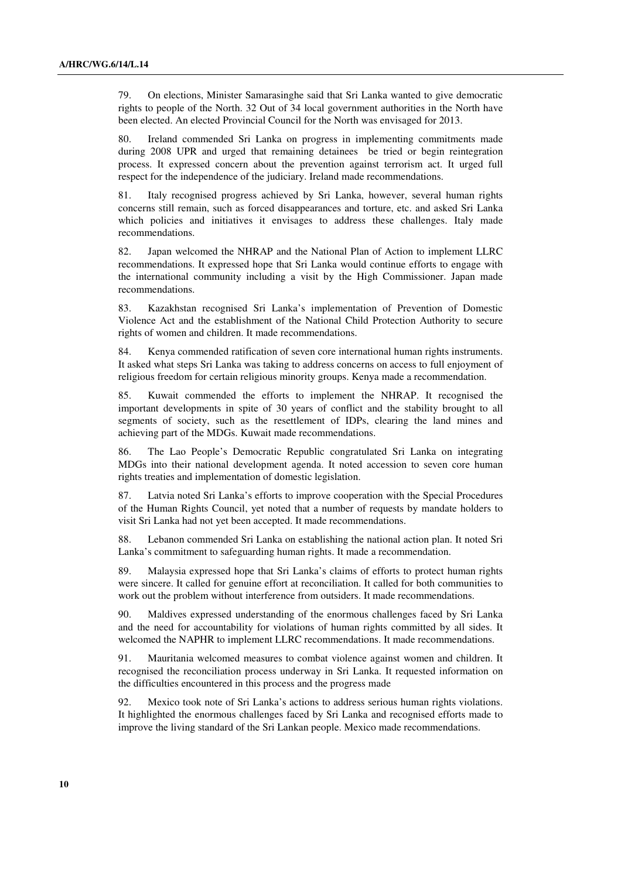79. On elections, Minister Samarasinghe said that Sri Lanka wanted to give democratic rights to people of the North. 32 Out of 34 local government authorities in the North have been elected. An elected Provincial Council for the North was envisaged for 2013.

80. Ireland commended Sri Lanka on progress in implementing commitments made during 2008 UPR and urged that remaining detainees be tried or begin reintegration process. It expressed concern about the prevention against terrorism act. It urged full respect for the independence of the judiciary. Ireland made recommendations.

81. Italy recognised progress achieved by Sri Lanka, however, several human rights concerns still remain, such as forced disappearances and torture, etc. and asked Sri Lanka which policies and initiatives it envisages to address these challenges. Italy made recommendations.

82. Japan welcomed the NHRAP and the National Plan of Action to implement LLRC recommendations. It expressed hope that Sri Lanka would continue efforts to engage with the international community including a visit by the High Commissioner. Japan made recommendations.

83. Kazakhstan recognised Sri Lanka's implementation of Prevention of Domestic Violence Act and the establishment of the National Child Protection Authority to secure rights of women and children. It made recommendations.

84. Kenya commended ratification of seven core international human rights instruments. It asked what steps Sri Lanka was taking to address concerns on access to full enjoyment of religious freedom for certain religious minority groups. Kenya made a recommendation.

85. Kuwait commended the efforts to implement the NHRAP. It recognised the important developments in spite of 30 years of conflict and the stability brought to all segments of society, such as the resettlement of IDPs, clearing the land mines and achieving part of the MDGs. Kuwait made recommendations.

86. The Lao People's Democratic Republic congratulated Sri Lanka on integrating MDGs into their national development agenda. It noted accession to seven core human rights treaties and implementation of domestic legislation.

87. Latvia noted Sri Lanka's efforts to improve cooperation with the Special Procedures of the Human Rights Council, yet noted that a number of requests by mandate holders to visit Sri Lanka had not yet been accepted. It made recommendations.

88. Lebanon commended Sri Lanka on establishing the national action plan. It noted Sri Lanka's commitment to safeguarding human rights. It made a recommendation.

89. Malaysia expressed hope that Sri Lanka's claims of efforts to protect human rights were sincere. It called for genuine effort at reconciliation. It called for both communities to work out the problem without interference from outsiders. It made recommendations.

90. Maldives expressed understanding of the enormous challenges faced by Sri Lanka and the need for accountability for violations of human rights committed by all sides. It welcomed the NAPHR to implement LLRC recommendations. It made recommendations.

91. Mauritania welcomed measures to combat violence against women and children. It recognised the reconciliation process underway in Sri Lanka. It requested information on the difficulties encountered in this process and the progress made

92. Mexico took note of Sri Lanka's actions to address serious human rights violations. It highlighted the enormous challenges faced by Sri Lanka and recognised efforts made to improve the living standard of the Sri Lankan people. Mexico made recommendations.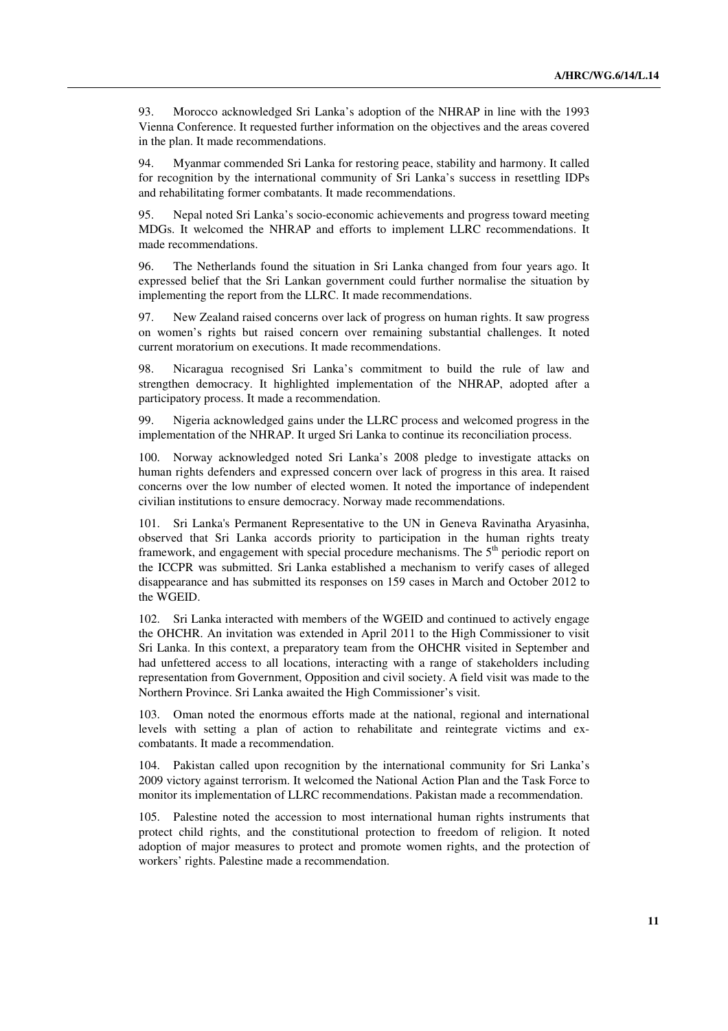93. Morocco acknowledged Sri Lanka's adoption of the NHRAP in line with the 1993 Vienna Conference. It requested further information on the objectives and the areas covered in the plan. It made recommendations.

94. Myanmar commended Sri Lanka for restoring peace, stability and harmony. It called for recognition by the international community of Sri Lanka's success in resettling IDPs and rehabilitating former combatants. It made recommendations.

95. Nepal noted Sri Lanka's socio-economic achievements and progress toward meeting MDGs. It welcomed the NHRAP and efforts to implement LLRC recommendations. It made recommendations.

96. The Netherlands found the situation in Sri Lanka changed from four years ago. It expressed belief that the Sri Lankan government could further normalise the situation by implementing the report from the LLRC. It made recommendations.

97. New Zealand raised concerns over lack of progress on human rights. It saw progress on women's rights but raised concern over remaining substantial challenges. It noted current moratorium on executions. It made recommendations.

98. Nicaragua recognised Sri Lanka's commitment to build the rule of law and strengthen democracy. It highlighted implementation of the NHRAP, adopted after a participatory process. It made a recommendation.

99. Nigeria acknowledged gains under the LLRC process and welcomed progress in the implementation of the NHRAP. It urged Sri Lanka to continue its reconciliation process.

100. Norway acknowledged noted Sri Lanka's 2008 pledge to investigate attacks on human rights defenders and expressed concern over lack of progress in this area. It raised concerns over the low number of elected women. It noted the importance of independent civilian institutions to ensure democracy. Norway made recommendations.

101. Sri Lanka's Permanent Representative to the UN in Geneva Ravinatha Aryasinha, observed that Sri Lanka accords priority to participation in the human rights treaty framework, and engagement with special procedure mechanisms. The 5th periodic report on the ICCPR was submitted. Sri Lanka established a mechanism to verify cases of alleged disappearance and has submitted its responses on 159 cases in March and October 2012 to the WGEID.

102. Sri Lanka interacted with members of the WGEID and continued to actively engage the OHCHR. An invitation was extended in April 2011 to the High Commissioner to visit Sri Lanka. In this context, a preparatory team from the OHCHR visited in September and had unfettered access to all locations, interacting with a range of stakeholders including representation from Government, Opposition and civil society. A field visit was made to the Northern Province. Sri Lanka awaited the High Commissioner's visit.

103. Oman noted the enormous efforts made at the national, regional and international levels with setting a plan of action to rehabilitate and reintegrate victims and ex-combatants. It made a recommendation.

104. Pakistan called upon recognition by the international community for Sri Lanka's 2009 victory against terrorism. It welcomed the National Action Plan and the Task Force to monitor its implementation of LLRC recommendations. Pakistan made a recommendation.

105. Palestine noted the accession to most international human rights instruments that protect child rights, and the constitutional protection to freedom of religion. It noted adoption of major measures to protect and promote women rights, and the protection of workers' rights. Palestine made a recommendation.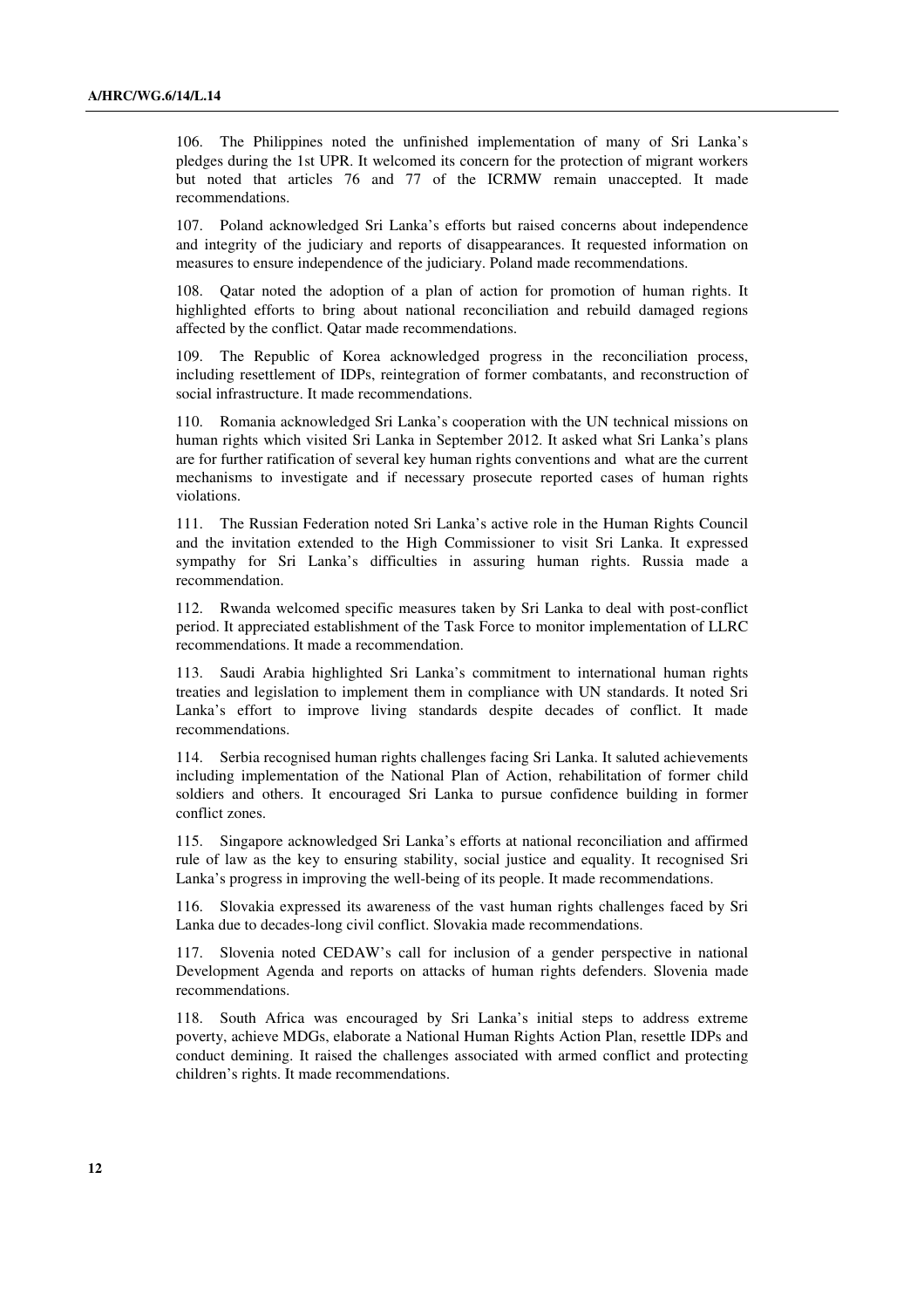106. The Philippines noted the unfinished implementation of many of Sri Lanka's pledges during the 1st UPR. It welcomed its concern for the protection of migrant workers but noted that articles 76 and 77 of the ICRMW remain unaccepted. It made recommendations.

107. Poland acknowledged Sri Lanka's efforts but raised concerns about independence and integrity of the judiciary and reports of disappearances. It requested information on measures to ensure independence of the judiciary. Poland made recommendations.

108. Qatar noted the adoption of a plan of action for promotion of human rights. It highlighted efforts to bring about national reconciliation and rebuild damaged regions affected by the conflict. Qatar made recommendations.

109. The Republic of Korea acknowledged progress in the reconciliation process, including resettlement of IDPs, reintegration of former combatants, and reconstruction of social infrastructure. It made recommendations.

110. Romania acknowledged Sri Lanka's cooperation with the UN technical missions on human rights which visited Sri Lanka in September 2012. It asked what Sri Lanka's plans are for further ratification of several key human rights conventions and what are the current mechanisms to investigate and if necessary prosecute reported cases of human rights violations.

111. The Russian Federation noted Sri Lanka's active role in the Human Rights Council and the invitation extended to the High Commissioner to visit Sri Lanka. It expressed sympathy for Sri Lanka's difficulties in assuring human rights. Russia made a recommendation.

112. Rwanda welcomed specific measures taken by Sri Lanka to deal with post-conflict period. It appreciated establishment of the Task Force to monitor implementation of LLRC recommendations. It made a recommendation.

113. Saudi Arabia highlighted Sri Lanka's commitment to international human rights treaties and legislation to implement them in compliance with UN standards. It noted Sri Lanka's effort to improve living standards despite decades of conflict. It made recommendations.

114. Serbia recognised human rights challenges facing Sri Lanka. It saluted achievements including implementation of the National Plan of Action, rehabilitation of former child soldiers and others. It encouraged Sri Lanka to pursue confidence building in former conflict zones.

115. Singapore acknowledged Sri Lanka's efforts at national reconciliation and affirmed rule of law as the key to ensuring stability, social justice and equality. It recognised Sri Lanka's progress in improving the well-being of its people. It made recommendations.

116. Slovakia expressed its awareness of the vast human rights challenges faced by Sri Lanka due to decades-long civil conflict. Slovakia made recommendations.

117. Slovenia noted CEDAW's call for inclusion of a gender perspective in national Development Agenda and reports on attacks of human rights defenders. Slovenia made recommendations.

118. South Africa was encouraged by Sri Lanka's initial steps to address extreme poverty, achieve MDGs, elaborate a National Human Rights Action Plan, resettle IDPs and conduct demining. It raised the challenges associated with armed conflict and protecting children's rights. It made recommendations.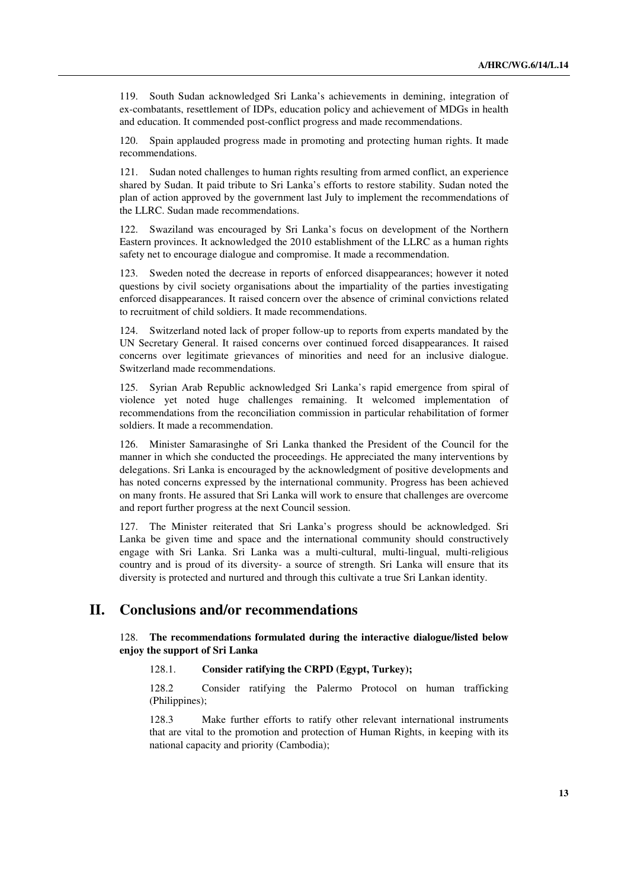119. South Sudan acknowledged Sri Lanka's achievements in demining, integration of ex-combatants, resettlement of IDPs, education policy and achievement of MDGs in health and education. It commended post-conflict progress and made recommendations.

120. Spain applauded progress made in promoting and protecting human rights. It made recommendations.

121. Sudan noted challenges to human rights resulting from armed conflict, an experience shared by Sudan. It paid tribute to Sri Lanka's efforts to restore stability. Sudan noted the plan of action approved by the government last July to implement the recommendations of the LLRC. Sudan made recommendations.

122. Swaziland was encouraged by Sri Lanka's focus on development of the Northern Eastern provinces. It acknowledged the 2010 establishment of the LLRC as a human rights safety net to encourage dialogue and compromise. It made a recommendation.

123. Sweden noted the decrease in reports of enforced disappearances; however it noted questions by civil society organisations about the impartiality of the parties investigating enforced disappearances. It raised concern over the absence of criminal convictions related to recruitment of child soldiers. It made recommendations.

124. Switzerland noted lack of proper follow-up to reports from experts mandated by the UN Secretary General. It raised concerns over continued forced disappearances. It raised concerns over legitimate grievances of minorities and need for an inclusive dialogue. Switzerland made recommendations.

125. Syrian Arab Republic acknowledged Sri Lanka's rapid emergence from spiral of violence yet noted huge challenges remaining. It welcomed implementation of recommendations from the reconciliation commission in particular rehabilitation of former soldiers. It made a recommendation.

126. Minister Samarasinghe of Sri Lanka thanked the President of the Council for the manner in which she conducted the proceedings. He appreciated the many interventions by delegations. Sri Lanka is encouraged by the acknowledgment of positive developments and has noted concerns expressed by the international community. Progress has been achieved on many fronts. He assured that Sri Lanka will work to ensure that challenges are overcome and report further progress at the next Council session.

127. The Minister reiterated that Sri Lanka's progress should be acknowledged. Sri Lanka be given time and space and the international community should constructively engage with Sri Lanka. Sri Lanka was a multi-cultural, multi-lingual, multi-religious country and is proud of its diversity- a source of strength. Sri Lanka will ensure that its diversity is protected and nurtured and through this cultivate a true Sri Lankan identity.

# II. Conclusions and/or recommendations

128. **The recommendations formulated during the interactive dialogue/listed below enjoy the support of Sri Lanka**

128.1. **Consider ratifying the CRPD (Egypt, Turkey);**

128.2 Consider ratifying the Palermo Protocol on human trafficking (Philippines);

128.3 Make further efforts to ratify other relevant international instruments that are vital to the promotion and protection of Human Rights, in keeping with its national capacity and priority (Cambodia);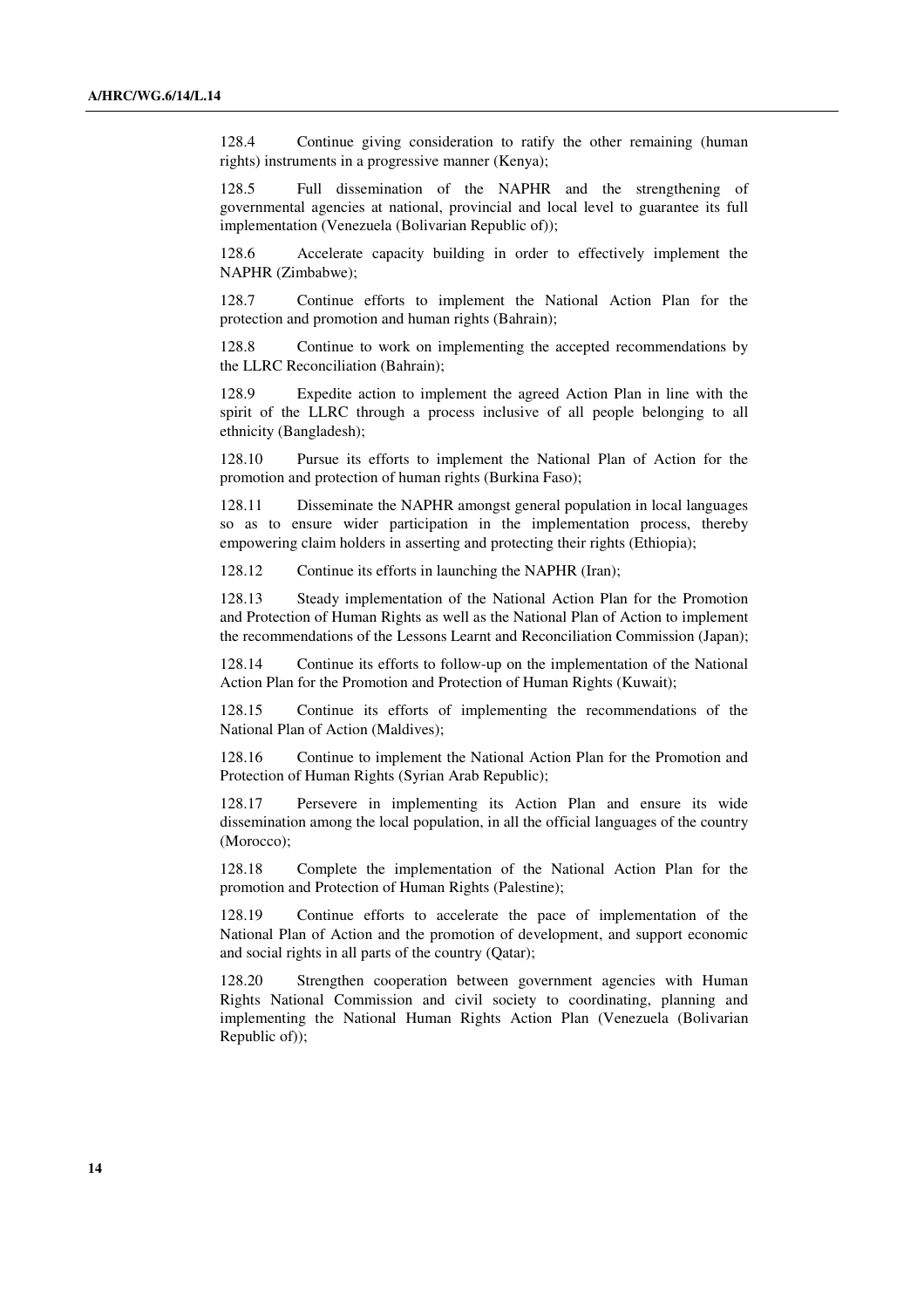128.4 Continue giving consideration to ratify the other remaining (human rights) instruments in a progressive manner (Kenya);

128.5 Full dissemination of the NAPHR and the strengthening of governmental agencies at national, provincial and local level to guarantee its full implementation (Venezuela (Bolivarian Republic of));

128.6 Accelerate capacity building in order to effectively implement the NAPHR (Zimbabwe);

128.7 Continue efforts to implement the National Action Plan for the protection and promotion and human rights (Bahrain);

128.8 Continue to work on implementing the accepted recommendations by the LLRC Reconciliation (Bahrain);

128.9 Expedite action to implement the agreed Action Plan in line with the spirit of the LLRC through a process inclusive of all people belonging to all ethnicity (Bangladesh);

128.10 Pursue its efforts to implement the National Plan of Action for the promotion and protection of human rights (Burkina Faso);

128.11 Disseminate the NAPHR amongst general population in local languages so as to ensure wider participation in the implementation process, thereby empowering claim holders in asserting and protecting their rights (Ethiopia);

128.12 Continue its efforts in launching the NAPHR (Iran);

128.13 Steady implementation of the National Action Plan for the Promotion and Protection of Human Rights as well as the National Plan of Action to implement the recommendations of the Lessons Learnt and Reconciliation Commission (Japan);

128.14 Continue its efforts to follow-up on the implementation of the National Action Plan for the Promotion and Protection of Human Rights (Kuwait);

128.15 Continue its efforts of implementing the recommendations of the National Plan of Action (Maldives);

128.16 Continue to implement the National Action Plan for the Promotion and Protection of Human Rights (Syrian Arab Republic);

128.17 Persevere in implementing its Action Plan and ensure its wide dissemination among the local population, in all the official languages of the country (Morocco);

128.18 Complete the implementation of the National Action Plan for the promotion and Protection of Human Rights (Palestine);

128.19 Continue efforts to accelerate the pace of implementation of the National Plan of Action and the promotion of development, and support economic and social rights in all parts of the country (Qatar);

128.20 Strengthen cooperation between government agencies with Human Rights National Commission and civil society to coordinating, planning and implementing the National Human Rights Action Plan (Venezuela (Bolivarian Republic of));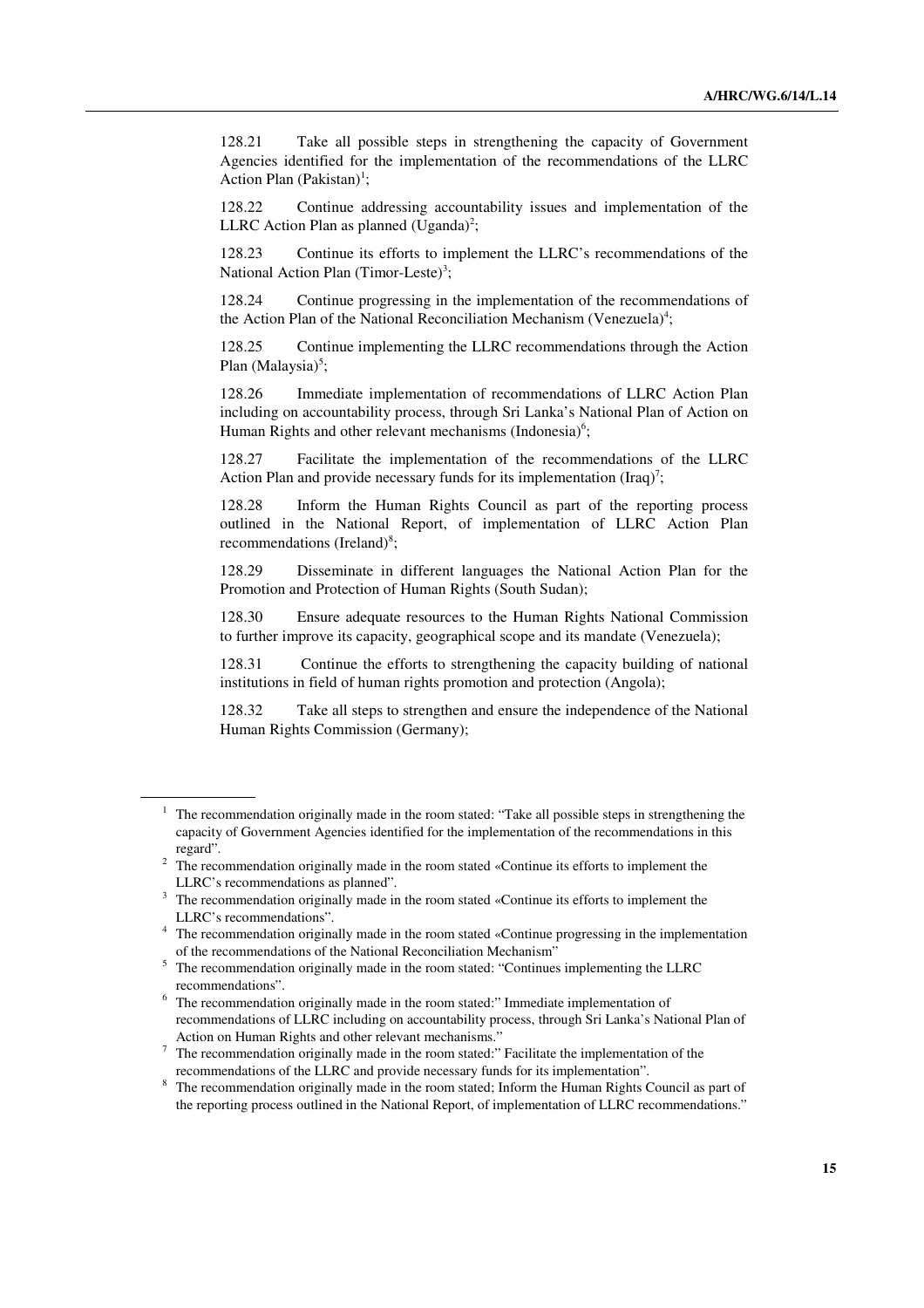128.21 Take all possible steps in strengthening the capacity of Government Agencies identified for the implementation of the recommendations of the LLRC Action Plan (Pakistan)[1];

128.22 Continue addressing accountability issues and implementation of the LLRC Action Plan as planned (Uganda)[2];

128.23 Continue its efforts to implement the LLRC's recommendations of the National Action Plan (Timor-Leste)[3];

128.24 Continue progressing in the implementation of the recommendations of the Action Plan of the National Reconciliation Mechanism (Venezuela)[4];

128.25 Continue implementing the LLRC recommendations through the Action Plan (Malaysia)[5];

128.26 Immediate implementation of recommendations of LLRC Action Plan including on accountability process, through Sri Lanka's National Plan of Action on Human Rights and other relevant mechanisms (Indonesia)[6];

128.27 Facilitate the implementation of the recommendations of the LLRC Action Plan and provide necessary funds for its implementation (Iraq)[7];

128.28 Inform the Human Rights Council as part of the reporting process outlined in the National Report, of implementation of LLRC Action Plan recommendations (Ireland)[8];

128.29 Disseminate in different languages the National Action Plan for the Promotion and Protection of Human Rights (South Sudan);

128.30 Ensure adequate resources to the Human Rights National Commission to further improve its capacity, geographical scope and its mandate (Venezuela);

128.31 Continue the efforts to strengthening the capacity building of national institutions in field of human rights promotion and protection (Angola);

128.32 Take all steps to strengthen and ensure the independence of the National Human Rights Commission (Germany);

---

[1] The recommendation originally made in the room stated: "Take all possible steps in strengthening the capacity of Government Agencies identified for the implementation of the recommendations in this regard".

[2] The recommendation originally made in the room stated «Continue its efforts to implement the LLRC's recommendations as planned".

[3] The recommendation originally made in the room stated «Continue its efforts to implement the LLRC's recommendations".

[4] The recommendation originally made in the room stated «Continue progressing in the implementation of the recommendations of the National Reconciliation Mechanism"

[5] The recommendation originally made in the room stated: "Continues implementing the LLRC recommendations".

[6] The recommendation originally made in the room stated:" Immediate implementation of recommendations of LLRC including on accountability process, through Sri Lanka's National Plan of Action on Human Rights and other relevant mechanisms."

[7] The recommendation originally made in the room stated:" Facilitate the implementation of the recommendations of the LLRC and provide necessary funds for its implementation".

[8] The recommendation originally made in the room stated; Inform the Human Rights Council as part of the reporting process outlined in the National Report, of implementation of LLRC recommendations."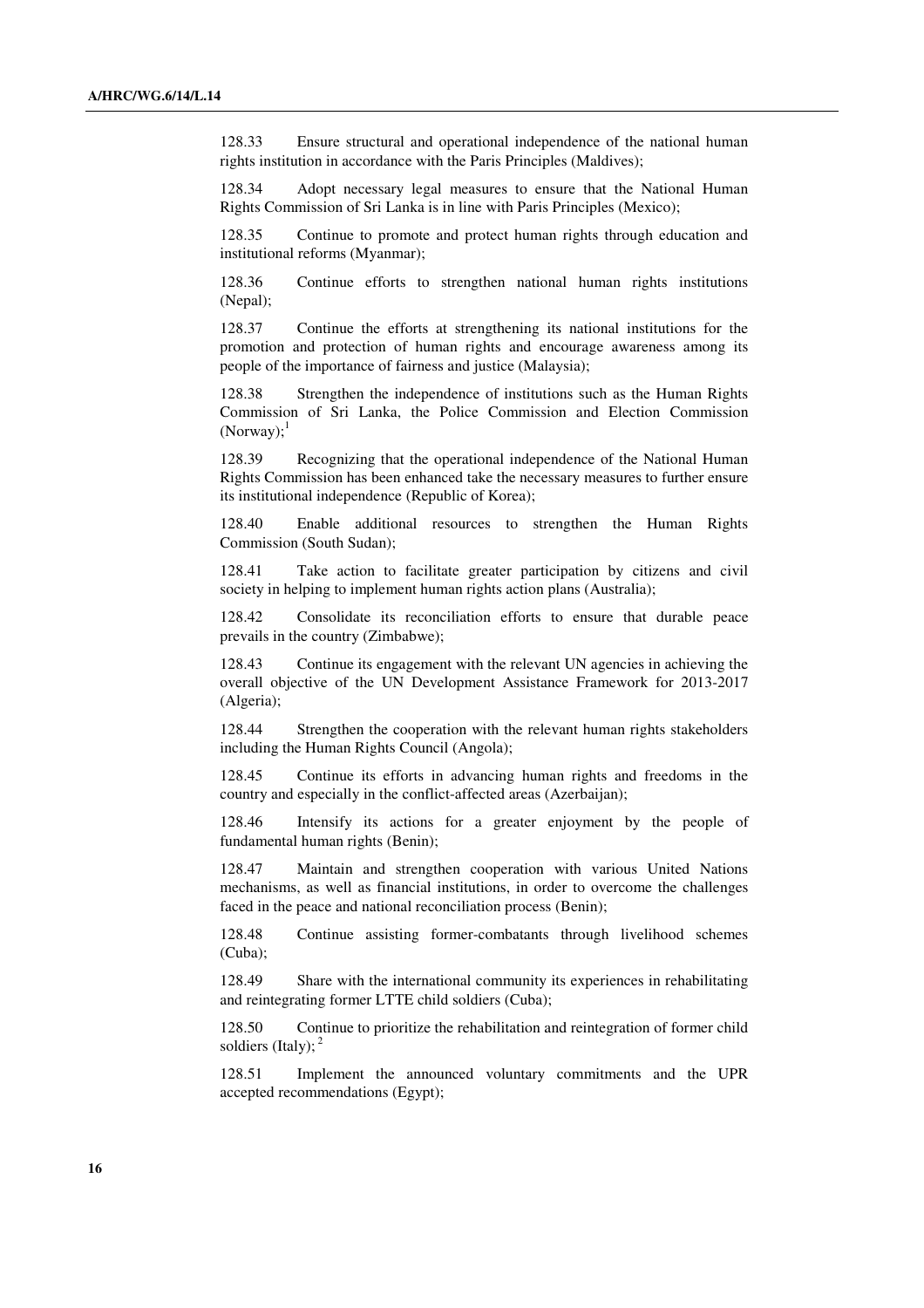128.33 Ensure structural and operational independence of the national human rights institution in accordance with the Paris Principles (Maldives);

128.34 Adopt necessary legal measures to ensure that the National Human Rights Commission of Sri Lanka is in line with Paris Principles (Mexico);

128.35 Continue to promote and protect human rights through education and institutional reforms (Myanmar);

128.36 Continue efforts to strengthen national human rights institutions (Nepal);

128.37 Continue the efforts at strengthening its national institutions for the promotion and protection of human rights and encourage awareness among its people of the importance of fairness and justice (Malaysia);

128.38 Strengthen the independence of institutions such as the Human Rights Commission of Sri Lanka, the Police Commission and Election Commission (Norway);[1]

128.39 Recognizing that the operational independence of the National Human Rights Commission has been enhanced take the necessary measures to further ensure its institutional independence (Republic of Korea);

128.40 Enable additional resources to strengthen the Human Rights Commission (South Sudan);

128.41 Take action to facilitate greater participation by citizens and civil society in helping to implement human rights action plans (Australia);

128.42 Consolidate its reconciliation efforts to ensure that durable peace prevails in the country (Zimbabwe);

128.43 Continue its engagement with the relevant UN agencies in achieving the overall objective of the UN Development Assistance Framework for 2013-2017 (Algeria);

128.44 Strengthen the cooperation with the relevant human rights stakeholders including the Human Rights Council (Angola);

128.45 Continue its efforts in advancing human rights and freedoms in the country and especially in the conflict-affected areas (Azerbaijan);

128.46 Intensify its actions for a greater enjoyment by the people of fundamental human rights (Benin);

128.47 Maintain and strengthen cooperation with various United Nations mechanisms, as well as financial institutions, in order to overcome the challenges faced in the peace and national reconciliation process (Benin);

128.48 Continue assisting former-combatants through livelihood schemes (Cuba);

128.49 Share with the international community its experiences in rehabilitating and reintegrating former LTTE child soldiers (Cuba);

128.50 Continue to prioritize the rehabilitation and reintegration of former child soldiers (Italy);[2]

128.51 Implement the announced voluntary commitments and the UPR accepted recommendations (Egypt);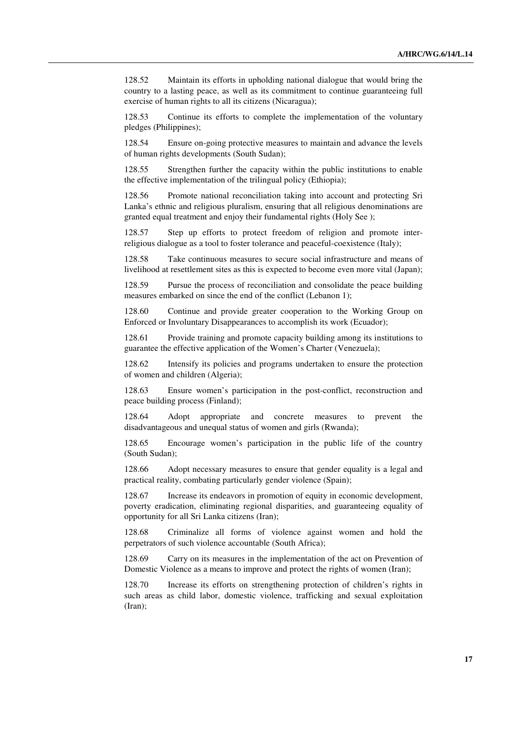128.52 Maintain its efforts in upholding national dialogue that would bring the country to a lasting peace, as well as its commitment to continue guaranteeing full exercise of human rights to all its citizens (Nicaragua);

128.53 Continue its efforts to complete the implementation of the voluntary pledges (Philippines);

128.54 Ensure on-going protective measures to maintain and advance the levels of human rights developments (South Sudan);

128.55 Strengthen further the capacity within the public institutions to enable the effective implementation of the trilingual policy (Ethiopia);

128.56 Promote national reconciliation taking into account and protecting Sri Lanka's ethnic and religious pluralism, ensuring that all religious denominations are granted equal treatment and enjoy their fundamental rights (Holy See );

128.57 Step up efforts to protect freedom of religion and promote inter-religious dialogue as a tool to foster tolerance and peaceful-coexistence (Italy);

128.58 Take continuous measures to secure social infrastructure and means of livelihood at resettlement sites as this is expected to become even more vital (Japan);

128.59 Pursue the process of reconciliation and consolidate the peace building measures embarked on since the end of the conflict (Lebanon 1);

128.60 Continue and provide greater cooperation to the Working Group on Enforced or Involuntary Disappearances to accomplish its work (Ecuador);

128.61 Provide training and promote capacity building among its institutions to guarantee the effective application of the Women's Charter (Venezuela);

128.62 Intensify its policies and programs undertaken to ensure the protection of women and children (Algeria);

128.63 Ensure women's participation in the post-conflict, reconstruction and peace building process (Finland);

128.64 Adopt appropriate and concrete measures to prevent the disadvantageous and unequal status of women and girls (Rwanda);

128.65 Encourage women's participation in the public life of the country (South Sudan);

128.66 Adopt necessary measures to ensure that gender equality is a legal and practical reality, combating particularly gender violence (Spain);

128.67 Increase its endeavors in promotion of equity in economic development, poverty eradication, eliminating regional disparities, and guaranteeing equality of opportunity for all Sri Lanka citizens (Iran);

128.68 Criminalize all forms of violence against women and hold the perpetrators of such violence accountable (South Africa);

128.69 Carry on its measures in the implementation of the act on Prevention of Domestic Violence as a means to improve and protect the rights of women (Iran);

128.70 Increase its efforts on strengthening protection of children's rights in such areas as child labor, domestic violence, trafficking and sexual exploitation (Iran);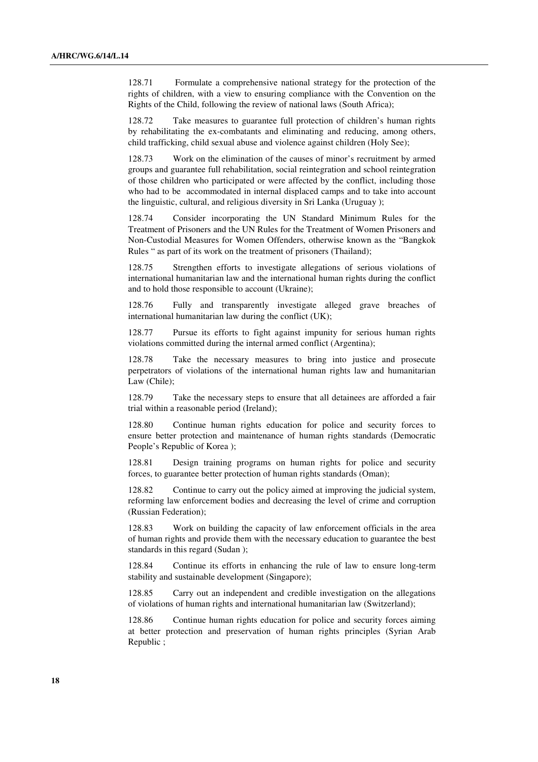128.71 Formulate a comprehensive national strategy for the protection of the rights of children, with a view to ensuring compliance with the Convention on the Rights of the Child, following the review of national laws (South Africa);

128.72 Take measures to guarantee full protection of children's human rights by rehabilitating the ex-combatants and eliminating and reducing, among others, child trafficking, child sexual abuse and violence against children (Holy See);

128.73 Work on the elimination of the causes of minor's recruitment by armed groups and guarantee full rehabilitation, social reintegration and school reintegration of those children who participated or were affected by the conflict, including those who had to be accommodated in internal displaced camps and to take into account the linguistic, cultural, and religious diversity in Sri Lanka (Uruguay );

128.74 Consider incorporating the UN Standard Minimum Rules for the Treatment of Prisoners and the UN Rules for the Treatment of Women Prisoners and Non-Custodial Measures for Women Offenders, otherwise known as the "Bangkok Rules " as part of its work on the treatment of prisoners (Thailand);

128.75 Strengthen efforts to investigate allegations of serious violations of international humanitarian law and the international human rights during the conflict and to hold those responsible to account (Ukraine);

128.76 Fully and transparently investigate alleged grave breaches of international humanitarian law during the conflict (UK);

128.77 Pursue its efforts to fight against impunity for serious human rights violations committed during the internal armed conflict (Argentina);

128.78 Take the necessary measures to bring into justice and prosecute perpetrators of violations of the international human rights law and humanitarian Law (Chile);

128.79 Take the necessary steps to ensure that all detainees are afforded a fair trial within a reasonable period (Ireland);

128.80 Continue human rights education for police and security forces to ensure better protection and maintenance of human rights standards (Democratic People's Republic of Korea );

128.81 Design training programs on human rights for police and security forces, to guarantee better protection of human rights standards (Oman);

128.82 Continue to carry out the policy aimed at improving the judicial system, reforming law enforcement bodies and decreasing the level of crime and corruption (Russian Federation);

128.83 Work on building the capacity of law enforcement officials in the area of human rights and provide them with the necessary education to guarantee the best standards in this regard (Sudan );

128.84 Continue its efforts in enhancing the rule of law to ensure long-term stability and sustainable development (Singapore);

128.85 Carry out an independent and credible investigation on the allegations of violations of human rights and international humanitarian law (Switzerland);

128.86 Continue human rights education for police and security forces aiming at better protection and preservation of human rights principles (Syrian Arab Republic ;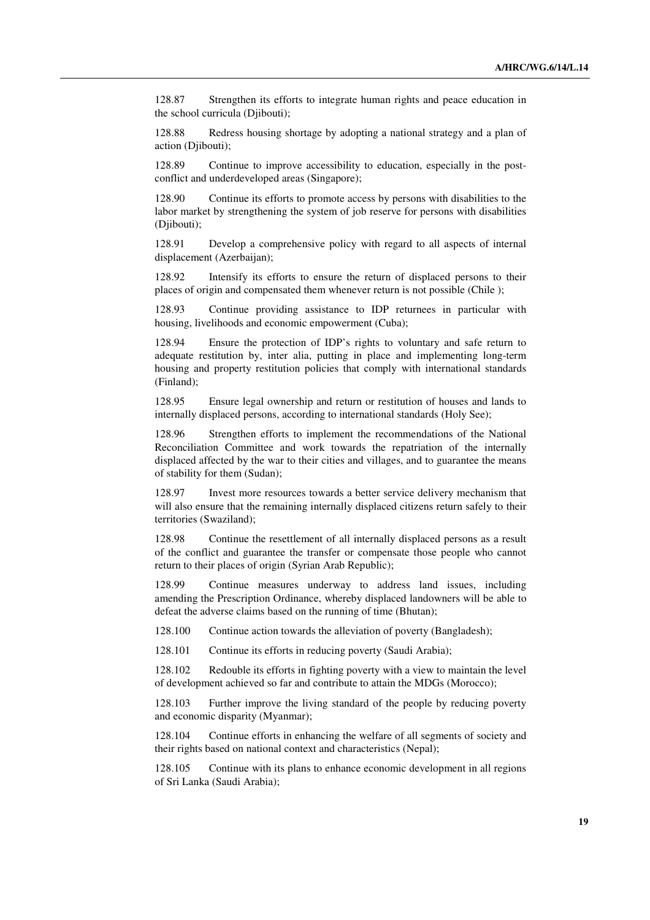128.87 Strengthen its efforts to integrate human rights and peace education in the school curricula (Djibouti);

128.88 Redress housing shortage by adopting a national strategy and a plan of action (Djibouti);

128.89 Continue to improve accessibility to education, especially in the post-conflict and underdeveloped areas (Singapore);

128.90 Continue its efforts to promote access by persons with disabilities to the labor market by strengthening the system of job reserve for persons with disabilities (Djibouti);

128.91 Develop a comprehensive policy with regard to all aspects of internal displacement (Azerbaijan);

128.92 Intensify its efforts to ensure the return of displaced persons to their places of origin and compensated them whenever return is not possible (Chile );

128.93 Continue providing assistance to IDP returnees in particular with housing, livelihoods and economic empowerment (Cuba);

128.94 Ensure the protection of IDP's rights to voluntary and safe return to adequate restitution by, inter alia, putting in place and implementing long-term housing and property restitution policies that comply with international standards (Finland);

128.95 Ensure legal ownership and return or restitution of houses and lands to internally displaced persons, according to international standards (Holy See);

128.96 Strengthen efforts to implement the recommendations of the National Reconciliation Committee and work towards the repatriation of the internally displaced affected by the war to their cities and villages, and to guarantee the means of stability for them (Sudan);

128.97 Invest more resources towards a better service delivery mechanism that will also ensure that the remaining internally displaced citizens return safely to their territories (Swaziland);

128.98 Continue the resettlement of all internally displaced persons as a result of the conflict and guarantee the transfer or compensate those people who cannot return to their places of origin (Syrian Arab Republic);

128.99 Continue measures underway to address land issues, including amending the Prescription Ordinance, whereby displaced landowners will be able to defeat the adverse claims based on the running of time (Bhutan);

128.100 Continue action towards the alleviation of poverty (Bangladesh);

128.101 Continue its efforts in reducing poverty (Saudi Arabia);

128.102 Redouble its efforts in fighting poverty with a view to maintain the level of development achieved so far and contribute to attain the MDGs (Morocco);

128.103 Further improve the living standard of the people by reducing poverty and economic disparity (Myanmar);

128.104 Continue efforts in enhancing the welfare of all segments of society and their rights based on national context and characteristics (Nepal);

128.105 Continue with its plans to enhance economic development in all regions of Sri Lanka (Saudi Arabia);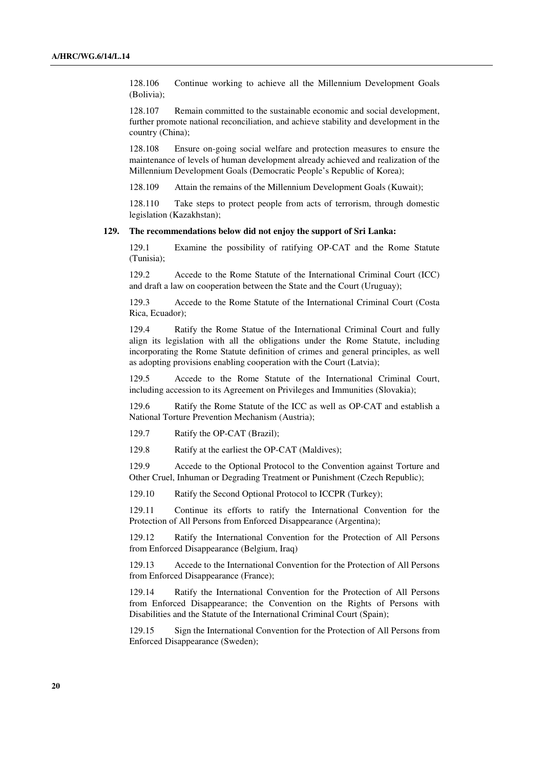128.106 Continue working to achieve all the Millennium Development Goals (Bolivia);

128.107 Remain committed to the sustainable economic and social development, further promote national reconciliation, and achieve stability and development in the country (China);

128.108 Ensure on-going social welfare and protection measures to ensure the maintenance of levels of human development already achieved and realization of the Millennium Development Goals (Democratic People's Republic of Korea);

128.109 Attain the remains of the Millennium Development Goals (Kuwait);

128.110 Take steps to protect people from acts of terrorism, through domestic legislation (Kazakhstan);

**129. The recommendations below did not enjoy the support of Sri Lanka:**

129.1 Examine the possibility of ratifying OP-CAT and the Rome Statute (Tunisia);

129.2 Accede to the Rome Statute of the International Criminal Court (ICC) and draft a law on cooperation between the State and the Court (Uruguay);

129.3 Accede to the Rome Statute of the International Criminal Court (Costa Rica, Ecuador);

129.4 Ratify the Rome Statue of the International Criminal Court and fully align its legislation with all the obligations under the Rome Statute, including incorporating the Rome Statute definition of crimes and general principles, as well as adopting provisions enabling cooperation with the Court (Latvia);

129.5 Accede to the Rome Statute of the International Criminal Court, including accession to its Agreement on Privileges and Immunities (Slovakia);

129.6 Ratify the Rome Statute of the ICC as well as OP-CAT and establish a National Torture Prevention Mechanism (Austria);

129.7 Ratify the OP-CAT (Brazil);

129.8 Ratify at the earliest the OP-CAT (Maldives);

129.9 Accede to the Optional Protocol to the Convention against Torture and Other Cruel, Inhuman or Degrading Treatment or Punishment (Czech Republic);

129.10 Ratify the Second Optional Protocol to ICCPR (Turkey);

129.11 Continue its efforts to ratify the International Convention for the Protection of All Persons from Enforced Disappearance (Argentina);

129.12 Ratify the International Convention for the Protection of All Persons from Enforced Disappearance (Belgium, Iraq)

129.13 Accede to the International Convention for the Protection of All Persons from Enforced Disappearance (France);

129.14 Ratify the International Convention for the Protection of All Persons from Enforced Disappearance; the Convention on the Rights of Persons with Disabilities and the Statute of the International Criminal Court (Spain);

129.15 Sign the International Convention for the Protection of All Persons from Enforced Disappearance (Sweden);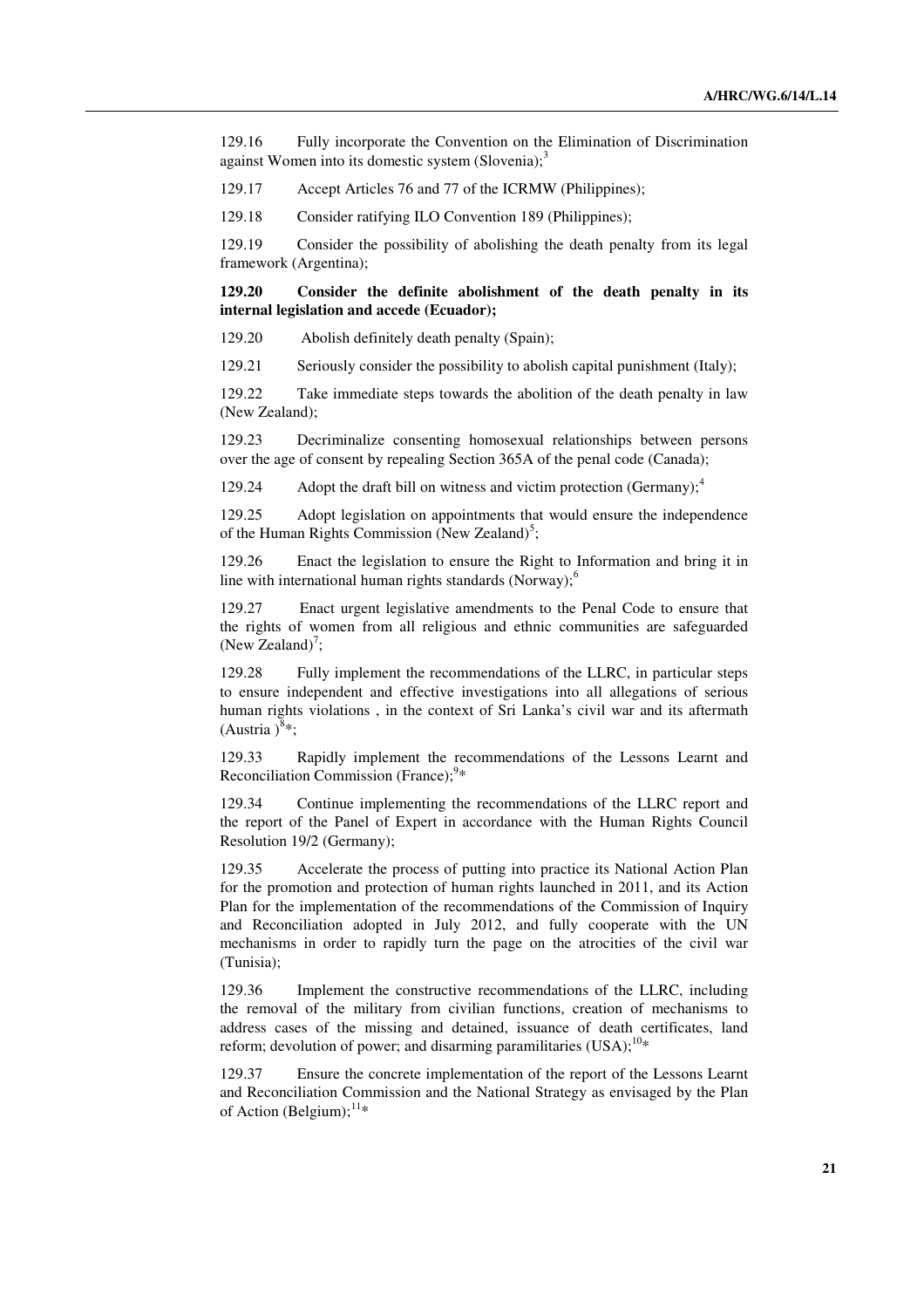129.16 Fully incorporate the Convention on the Elimination of Discrimination against Women into its domestic system (Slovenia);[3]

129.17 Accept Articles 76 and 77 of the ICRMW (Philippines);

129.18 Consider ratifying ILO Convention 189 (Philippines);

129.19 Consider the possibility of abolishing the death penalty from its legal framework (Argentina);

**129.20 Consider the definite abolishment of the death penalty in its internal legislation and accede (Ecuador);**

129.20 Abolish definitely death penalty (Spain);

129.21 Seriously consider the possibility to abolish capital punishment (Italy);

129.22 Take immediate steps towards the abolition of the death penalty in law (New Zealand);

129.23 Decriminalize consenting homosexual relationships between persons over the age of consent by repealing Section 365A of the penal code (Canada);

129.24 Adopt the draft bill on witness and victim protection (Germany);[4]

129.25 Adopt legislation on appointments that would ensure the independence of the Human Rights Commission (New Zealand)[5];

129.26 Enact the legislation to ensure the Right to Information and bring it in line with international human rights standards (Norway);[6]

129.27 Enact urgent legislative amendments to the Penal Code to ensure that the rights of women from all religious and ethnic communities are safeguarded (New Zealand)[7];

129.28 Fully implement the recommendations of the LLRC, in particular steps to ensure independent and effective investigations into all allegations of serious human rights violations , in the context of Sri Lanka's civil war and its aftermath (Austria )[8]*;

129.33 Rapidly implement the recommendations of the Lessons Learnt and Reconciliation Commission (France);[9]*

129.34 Continue implementing the recommendations of the LLRC report and the report of the Panel of Expert in accordance with the Human Rights Council Resolution 19/2 (Germany);

129.35 Accelerate the process of putting into practice its National Action Plan for the promotion and protection of human rights launched in 2011, and its Action Plan for the implementation of the recommendations of the Commission of Inquiry and Reconciliation adopted in July 2012, and fully cooperate with the UN mechanisms in order to rapidly turn the page on the atrocities of the civil war (Tunisia);

129.36 Implement the constructive recommendations of the LLRC, including the removal of the military from civilian functions, creation of mechanisms to address cases of the missing and detained, issuance of death certificates, land reform; devolution of power; and disarming paramilitaries (USA);[10]*

129.37 Ensure the concrete implementation of the report of the Lessons Learnt and Reconciliation Commission and the National Strategy as envisaged by the Plan of Action (Belgium);[11]*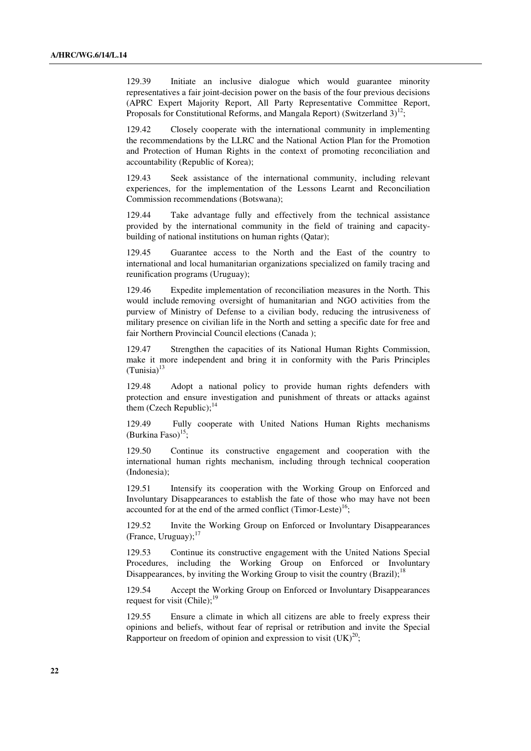129.39 Initiate an inclusive dialogue which would guarantee minority representatives a fair joint-decision power on the basis of the four previous decisions (APRC Expert Majority Report, All Party Representative Committee Report, Proposals for Constitutional Reforms, and Mangala Report) (Switzerland 3)[12];

129.42 Closely cooperate with the international community in implementing the recommendations by the LLRC and the National Action Plan for the Promotion and Protection of Human Rights in the context of promoting reconciliation and accountability (Republic of Korea);

129.43 Seek assistance of the international community, including relevant experiences, for the implementation of the Lessons Learnt and Reconciliation Commission recommendations (Botswana);

129.44 Take advantage fully and effectively from the technical assistance provided by the international community in the field of training and capacity-building of national institutions on human rights (Qatar);

129.45 Guarantee access to the North and the East of the country to international and local humanitarian organizations specialized on family tracing and reunification programs (Uruguay);

129.46 Expedite implementation of reconciliation measures in the North. This would include removing oversight of humanitarian and NGO activities from the purview of Ministry of Defense to a civilian body, reducing the intrusiveness of military presence on civilian life in the North and setting a specific date for free and fair Northern Provincial Council elections (Canada );

129.47 Strengthen the capacities of its National Human Rights Commission, make it more independent and bring it in conformity with the Paris Principles (Tunisia)[13]

129.48 Adopt a national policy to provide human rights defenders with protection and ensure investigation and punishment of threats or attacks against them (Czech Republic);[14]

129.49 Fully cooperate with United Nations Human Rights mechanisms (Burkina Faso)[15];

129.50 Continue its constructive engagement and cooperation with the international human rights mechanism, including through technical cooperation (Indonesia);

129.51 Intensify its cooperation with the Working Group on Enforced and Involuntary Disappearances to establish the fate of those who may have not been accounted for at the end of the armed conflict (Timor-Leste)[16];

129.52 Invite the Working Group on Enforced or Involuntary Disappearances (France, Uruguay);[17]

129.53 Continue its constructive engagement with the United Nations Special Procedures, including the Working Group on Enforced or Involuntary Disappearances, by inviting the Working Group to visit the country (Brazil);[18]

129.54 Accept the Working Group on Enforced or Involuntary Disappearances request for visit (Chile);[19]

129.55 Ensure a climate in which all citizens are able to freely express their opinions and beliefs, without fear of reprisal or retribution and invite the Special Rapporteur on freedom of opinion and expression to visit (UK)[20];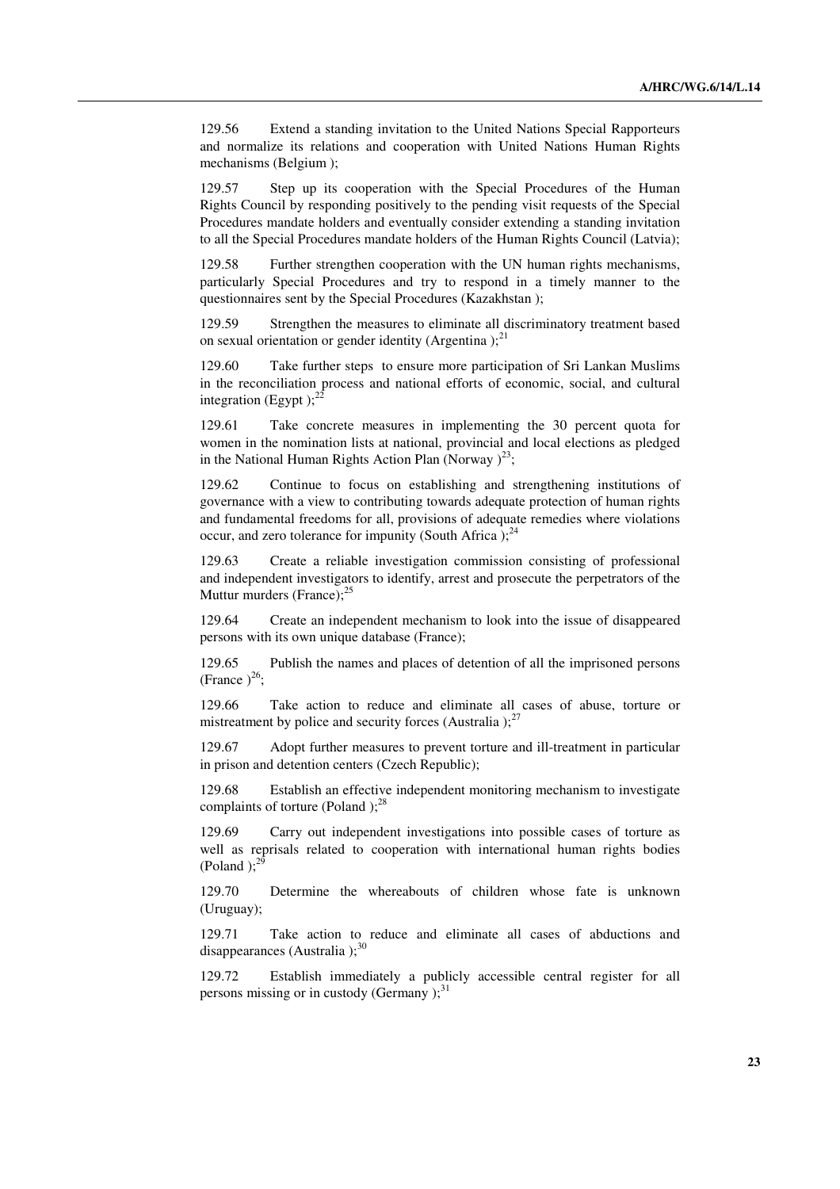129.56 Extend a standing invitation to the United Nations Special Rapporteurs and normalize its relations and cooperation with United Nations Human Rights mechanisms (Belgium );

129.57 Step up its cooperation with the Special Procedures of the Human Rights Council by responding positively to the pending visit requests of the Special Procedures mandate holders and eventually consider extending a standing invitation to all the Special Procedures mandate holders of the Human Rights Council (Latvia);

129.58 Further strengthen cooperation with the UN human rights mechanisms, particularly Special Procedures and try to respond in a timely manner to the questionnaires sent by the Special Procedures (Kazakhstan );

129.59 Strengthen the measures to eliminate all discriminatory treatment based on sexual orientation or gender identity (Argentina );[21]

129.60 Take further steps to ensure more participation of Sri Lankan Muslims in the reconciliation process and national efforts of economic, social, and cultural integration (Egypt );[22]

129.61 Take concrete measures in implementing the 30 percent quota for women in the nomination lists at national, provincial and local elections as pledged in the National Human Rights Action Plan (Norway )[23];

129.62 Continue to focus on establishing and strengthening institutions of governance with a view to contributing towards adequate protection of human rights and fundamental freedoms for all, provisions of adequate remedies where violations occur, and zero tolerance for impunity (South Africa );[24]

129.63 Create a reliable investigation commission consisting of professional and independent investigators to identify, arrest and prosecute the perpetrators of the Muttur murders (France);[25]

129.64 Create an independent mechanism to look into the issue of disappeared persons with its own unique database (France);

129.65 Publish the names and places of detention of all the imprisoned persons (France )[26];

129.66 Take action to reduce and eliminate all cases of abuse, torture or mistreatment by police and security forces (Australia );[27]

129.67 Adopt further measures to prevent torture and ill-treatment in particular in prison and detention centers (Czech Republic);

129.68 Establish an effective independent monitoring mechanism to investigate complaints of torture (Poland );[28]

129.69 Carry out independent investigations into possible cases of torture as well as reprisals related to cooperation with international human rights bodies (Poland );[29]

129.70 Determine the whereabouts of children whose fate is unknown (Uruguay);

129.71 Take action to reduce and eliminate all cases of abductions and disappearances (Australia );[30]

129.72 Establish immediately a publicly accessible central register for all persons missing or in custody (Germany );[31]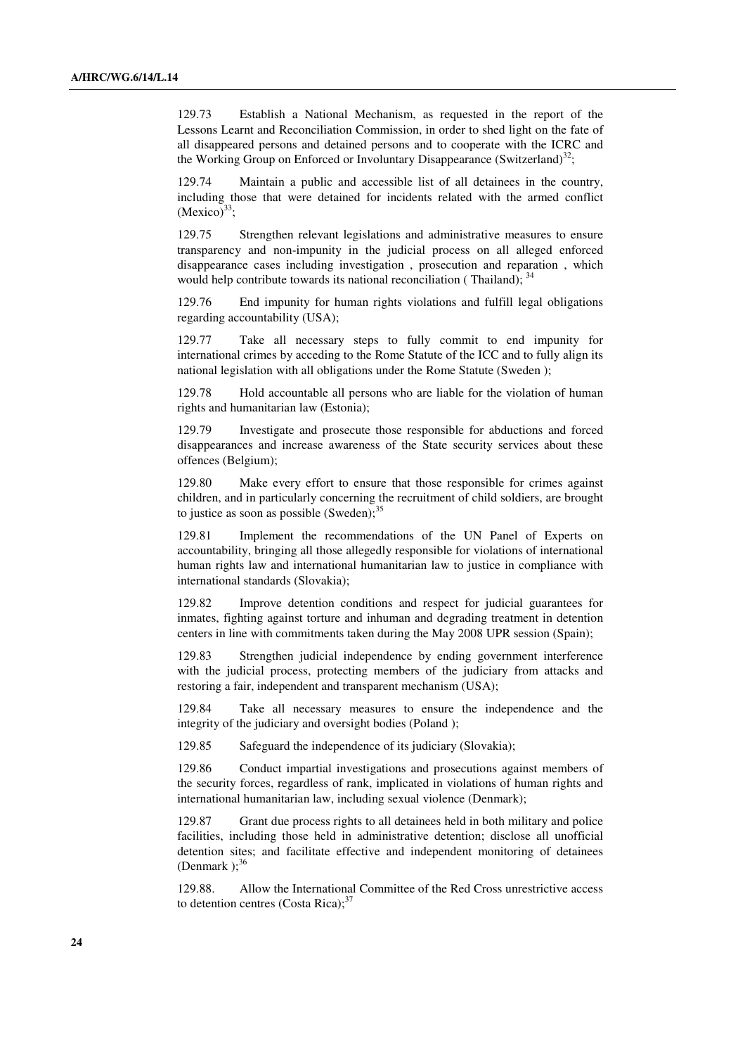129.73 Establish a National Mechanism, as requested in the report of the Lessons Learnt and Reconciliation Commission, in order to shed light on the fate of all disappeared persons and detained persons and to cooperate with the ICRC and the Working Group on Enforced or Involuntary Disappearance (Switzerland)[32];

129.74 Maintain a public and accessible list of all detainees in the country, including those that were detained for incidents related with the armed conflict (Mexico)[33];

129.75 Strengthen relevant legislations and administrative measures to ensure transparency and non-impunity in the judicial process on all alleged enforced disappearance cases including investigation , prosecution and reparation , which would help contribute towards its national reconciliation ( Thailand); [34]

129.76 End impunity for human rights violations and fulfill legal obligations regarding accountability (USA);

129.77 Take all necessary steps to fully commit to end impunity for international crimes by acceding to the Rome Statute of the ICC and to fully align its national legislation with all obligations under the Rome Statute (Sweden );

129.78 Hold accountable all persons who are liable for the violation of human rights and humanitarian law (Estonia);

129.79 Investigate and prosecute those responsible for abductions and forced disappearances and increase awareness of the State security services about these offences (Belgium);

129.80 Make every effort to ensure that those responsible for crimes against children, and in particularly concerning the recruitment of child soldiers, are brought to justice as soon as possible (Sweden);[35]

129.81 Implement the recommendations of the UN Panel of Experts on accountability, bringing all those allegedly responsible for violations of international human rights law and international humanitarian law to justice in compliance with international standards (Slovakia);

129.82 Improve detention conditions and respect for judicial guarantees for inmates, fighting against torture and inhuman and degrading treatment in detention centers in line with commitments taken during the May 2008 UPR session (Spain);

129.83 Strengthen judicial independence by ending government interference with the judicial process, protecting members of the judiciary from attacks and restoring a fair, independent and transparent mechanism (USA);

129.84 Take all necessary measures to ensure the independence and the integrity of the judiciary and oversight bodies (Poland );

129.85 Safeguard the independence of its judiciary (Slovakia);

129.86 Conduct impartial investigations and prosecutions against members of the security forces, regardless of rank, implicated in violations of human rights and international humanitarian law, including sexual violence (Denmark);

129.87 Grant due process rights to all detainees held in both military and police facilities, including those held in administrative detention; disclose all unofficial detention sites; and facilitate effective and independent monitoring of detainees (Denmark );[36]

129.88. Allow the International Committee of the Red Cross unrestrictive access to detention centres (Costa Rica);[37]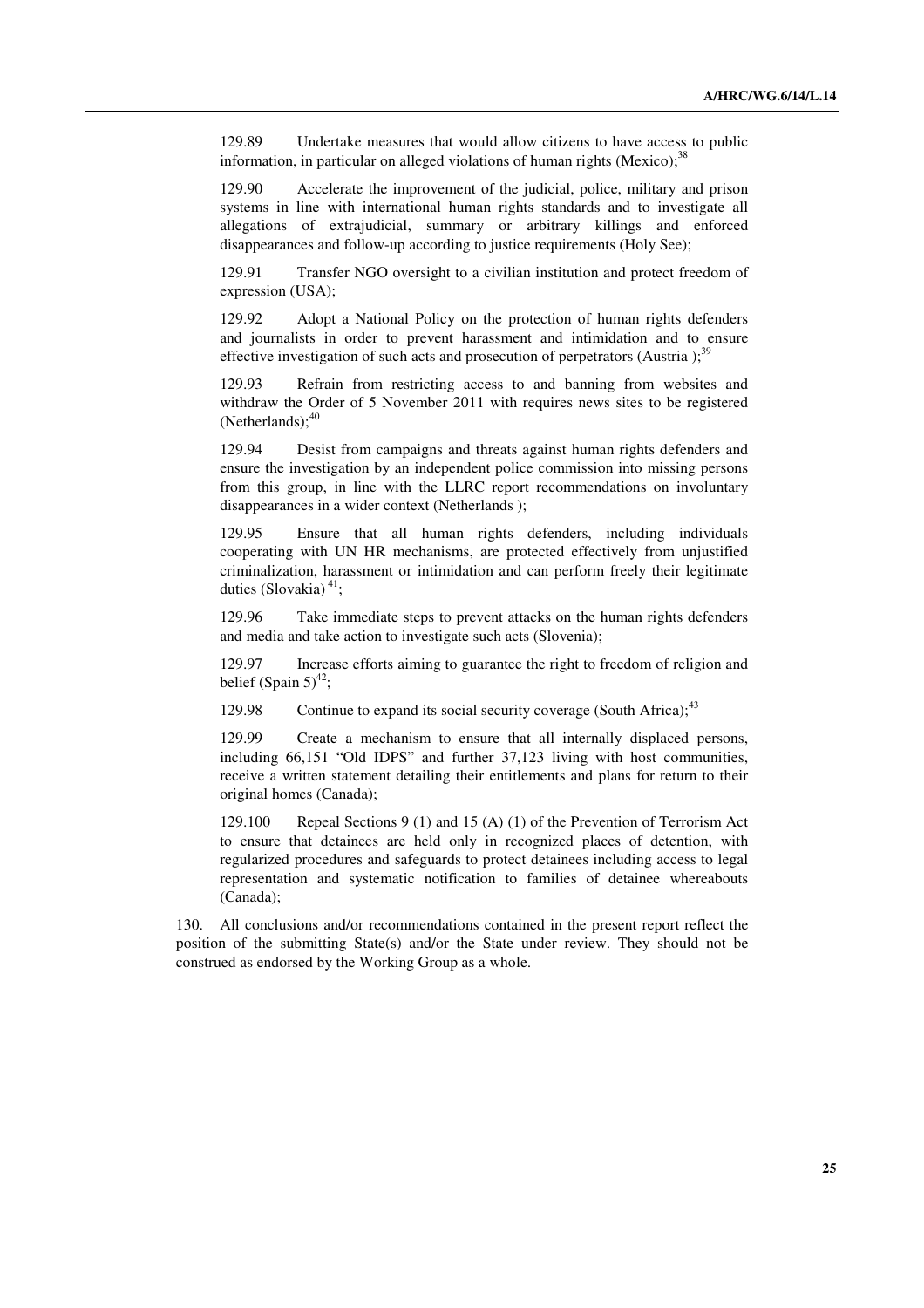129.89 Undertake measures that would allow citizens to have access to public information, in particular on alleged violations of human rights (Mexico);[38]

129.90 Accelerate the improvement of the judicial, police, military and prison systems in line with international human rights standards and to investigate all allegations of extrajudicial, summary or arbitrary killings and enforced disappearances and follow-up according to justice requirements (Holy See);

129.91 Transfer NGO oversight to a civilian institution and protect freedom of expression (USA);

129.92 Adopt a National Policy on the protection of human rights defenders and journalists in order to prevent harassment and intimidation and to ensure effective investigation of such acts and prosecution of perpetrators (Austria );[39]

129.93 Refrain from restricting access to and banning from websites and withdraw the Order of 5 November 2011 with requires news sites to be registered (Netherlands);[40]

129.94 Desist from campaigns and threats against human rights defenders and ensure the investigation by an independent police commission into missing persons from this group, in line with the LLRC report recommendations on involuntary disappearances in a wider context (Netherlands );

129.95 Ensure that all human rights defenders, including individuals cooperating with UN HR mechanisms, are protected effectively from unjustified criminalization, harassment or intimidation and can perform freely their legitimate duties (Slovakia) [41];

129.96 Take immediate steps to prevent attacks on the human rights defenders and media and take action to investigate such acts (Slovenia);

129.97 Increase efforts aiming to guarantee the right to freedom of religion and belief (Spain 5)[42];

129.98 Continue to expand its social security coverage (South Africa);[43]

129.99 Create a mechanism to ensure that all internally displaced persons, including 66,151 "Old IDPS" and further 37,123 living with host communities, receive a written statement detailing their entitlements and plans for return to their original homes (Canada);

129.100 Repeal Sections 9 (1) and 15 (A) (1) of the Prevention of Terrorism Act to ensure that detainees are held only in recognized places of detention, with regularized procedures and safeguards to protect detainees including access to legal representation and systematic notification to families of detainee whereabouts (Canada);

130. All conclusions and/or recommendations contained in the present report reflect the position of the submitting State(s) and/or the State under review. They should not be construed as endorsed by the Working Group as a whole.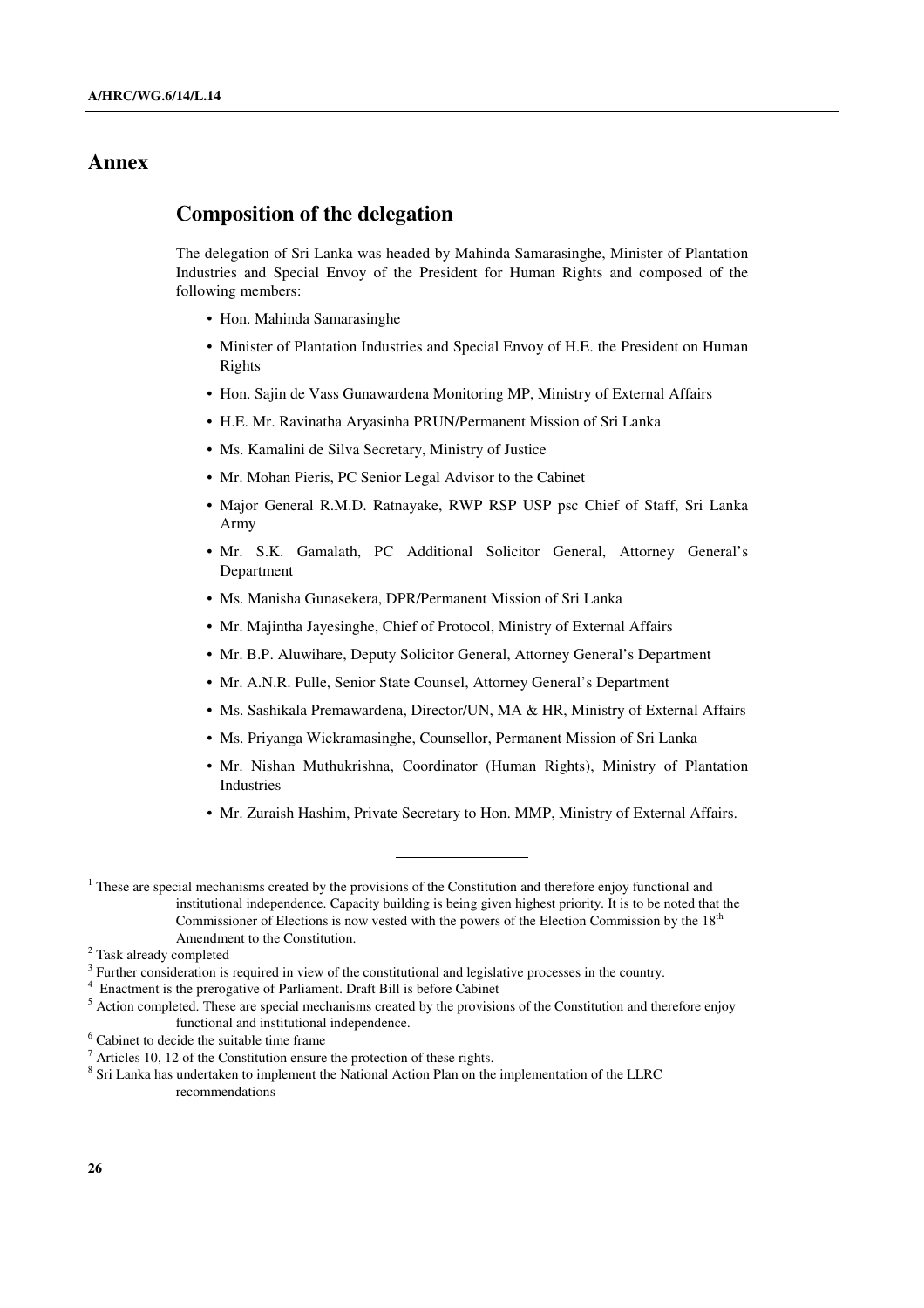# Annex

## Composition of the delegation

The delegation of Sri Lanka was headed by Mahinda Samarasinghe, Minister of Plantation Industries and Special Envoy of the President for Human Rights and composed of the following members:

- Hon. Mahinda Samarasinghe
- Minister of Plantation Industries and Special Envoy of H.E. the President on Human Rights
- Hon. Sajin de Vass Gunawardena Monitoring MP, Ministry of External Affairs
- H.E. Mr. Ravinatha Aryasinha PRUN/Permanent Mission of Sri Lanka
- Ms. Kamalini de Silva Secretary, Ministry of Justice
- Mr. Mohan Pieris, PC Senior Legal Advisor to the Cabinet
- Major General R.M.D. Ratnayake, RWP RSP USP psc Chief of Staff, Sri Lanka Army
- Mr. S.K. Gamalath, PC Additional Solicitor General, Attorney General's Department
- Ms. Manisha Gunasekera, DPR/Permanent Mission of Sri Lanka
- Mr. Majintha Jayesinghe, Chief of Protocol, Ministry of External Affairs
- Mr. B.P. Aluwihare, Deputy Solicitor General, Attorney General's Department
- Mr. A.N.R. Pulle, Senior State Counsel, Attorney General's Department
- Ms. Sashikala Premawardena, Director/UN, MA & HR, Ministry of External Affairs
- Ms. Priyanga Wickramasinghe, Counsellor, Permanent Mission of Sri Lanka
- Mr. Nishan Muthukrishna, Coordinator (Human Rights), Ministry of Plantation Industries
- Mr. Zuraish Hashim, Private Secretary to Hon. MMP, Ministry of External Affairs.

---

[1] These are special mechanisms created by the provisions of the Constitution and therefore enjoy functional and institutional independence. Capacity building is being given highest priority. It is to be noted that the Commissioner of Elections is now vested with the powers of the Election Commission by the 18th Amendment to the Constitution.

[2] Task already completed

[3] Further consideration is required in view of the constitutional and legislative processes in the country.

[4] Enactment is the prerogative of Parliament. Draft Bill is before Cabinet

[5] Action completed. These are special mechanisms created by the provisions of the Constitution and therefore enjoy functional and institutional independence.

[6] Cabinet to decide the suitable time frame

[7] Articles 10, 12 of the Constitution ensure the protection of these rights.

[8] Sri Lanka has undertaken to implement the National Action Plan on the implementation of the LLRC recommendations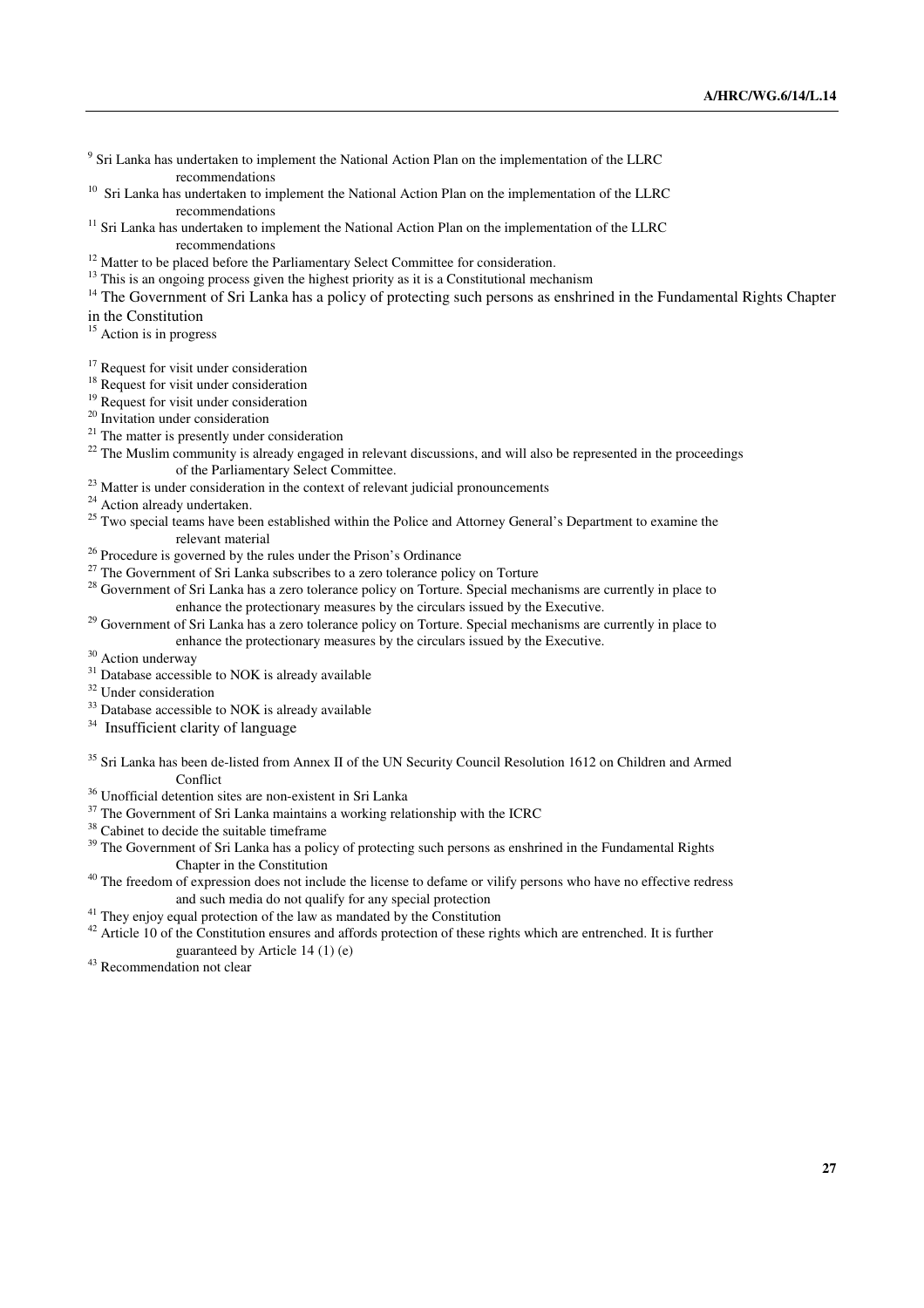[9] Sri Lanka has undertaken to implement the National Action Plan on the implementation of the LLRC recommendations

[10] Sri Lanka has undertaken to implement the National Action Plan on the implementation of the LLRC recommendations

[11] Sri Lanka has undertaken to implement the National Action Plan on the implementation of the LLRC recommendations

[12] Matter to be placed before the Parliamentary Select Committee for consideration.

[13] This is an ongoing process given the highest priority as it is a Constitutional mechanism

[14] The Government of Sri Lanka has a policy of protecting such persons as enshrined in the Fundamental Rights Chapter in the Constitution

[15] Action is in progress

[17] Request for visit under consideration

[18] Request for visit under consideration

[19] Request for visit under consideration

[20] Invitation under consideration

[21] The matter is presently under consideration

[22] The Muslim community is already engaged in relevant discussions, and will also be represented in the proceedings of the Parliamentary Select Committee.

[23] Matter is under consideration in the context of relevant judicial pronouncements

[24] Action already undertaken.

[25] Two special teams have been established within the Police and Attorney General's Department to examine the relevant material

[26] Procedure is governed by the rules under the Prison's Ordinance

[27] The Government of Sri Lanka subscribes to a zero tolerance policy on Torture

[28] Government of Sri Lanka has a zero tolerance policy on Torture. Special mechanisms are currently in place to enhance the protectionary measures by the circulars issued by the Executive.

[29] Government of Sri Lanka has a zero tolerance policy on Torture. Special mechanisms are currently in place to enhance the protectionary measures by the circulars issued by the Executive.

[30] Action underway

[31] Database accessible to NOK is already available

[32] Under consideration

[33] Database accessible to NOK is already available

[34] Insufficient clarity of language

[35] Sri Lanka has been de-listed from Annex II of the UN Security Council Resolution 1612 on Children and Armed Conflict

[36] Unofficial detention sites are non-existent in Sri Lanka

[37] The Government of Sri Lanka maintains a working relationship with the ICRC

[38] Cabinet to decide the suitable timeframe

[39] The Government of Sri Lanka has a policy of protecting such persons as enshrined in the Fundamental Rights Chapter in the Constitution

[40] The freedom of expression does not include the license to defame or vilify persons who have no effective redress and such media do not qualify for any special protection

[41] They enjoy equal protection of the law as mandated by the Constitution

[42] Article 10 of the Constitution ensures and affords protection of these rights which are entrenched. It is further guaranteed by Article 14 (1) (e)

[43] Recommendation not clear